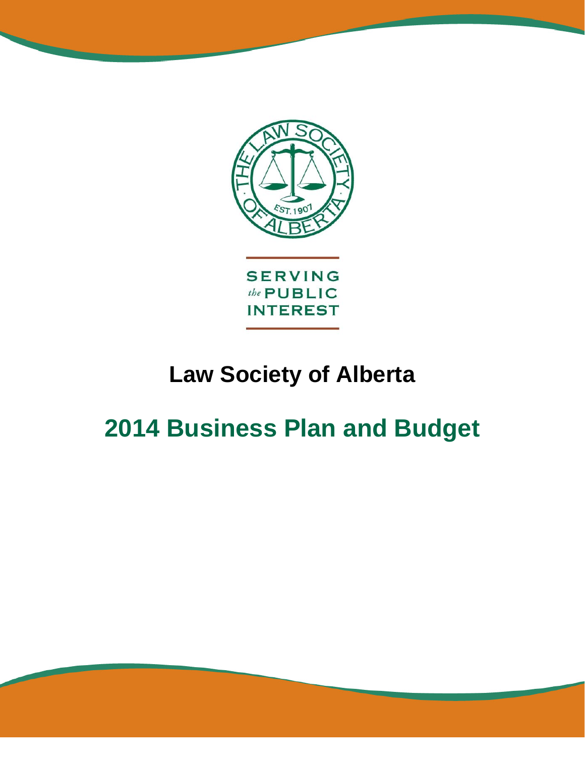SERVING
*the* PUBLIC
INTEREST

# Law Society of Alberta

# 2014 Business Plan and Budget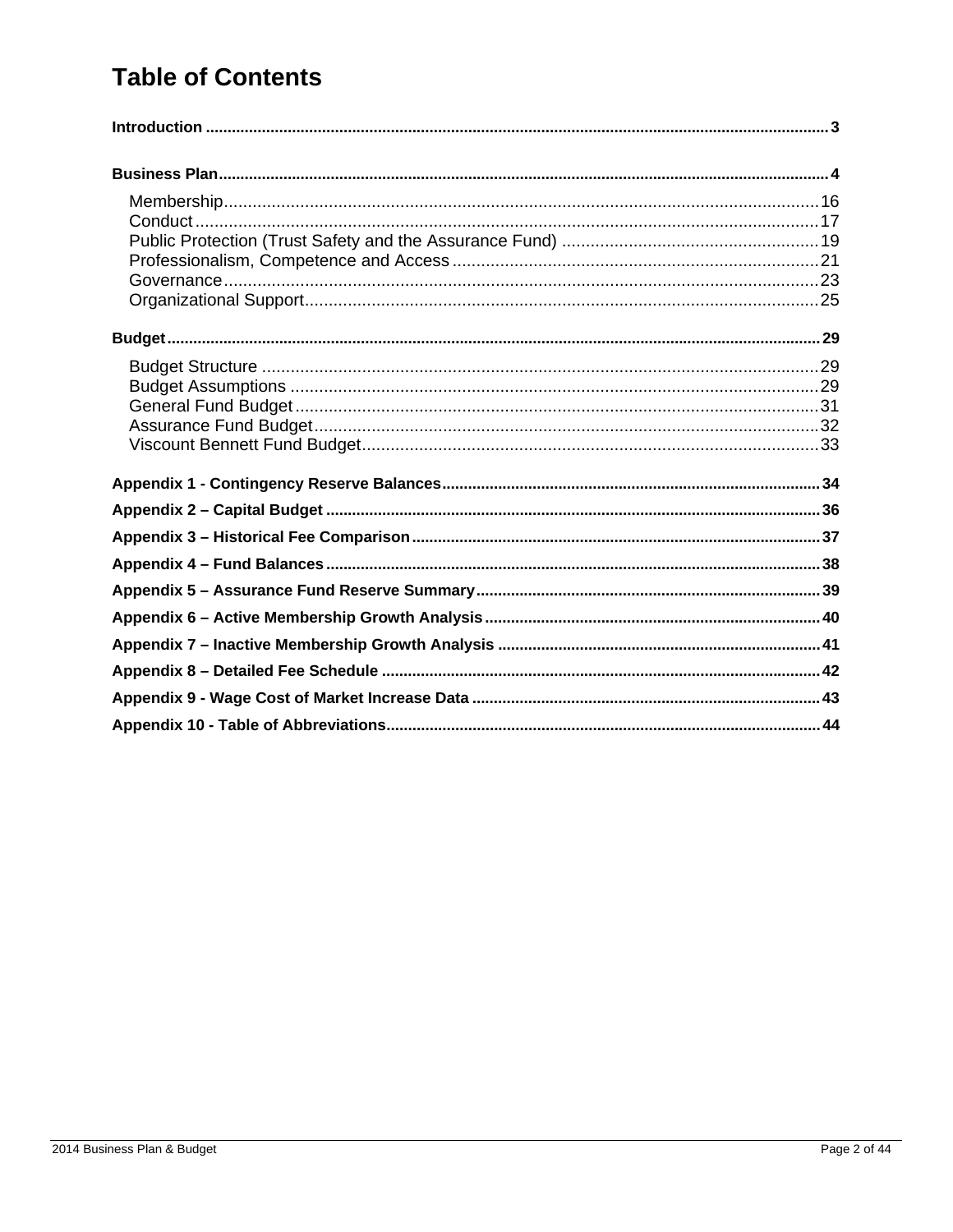# Table of Contents

**Introduction** ... 3

**Business Plan** ... 4

- Membership ... 16
- Conduct ... 17
- Public Protection (Trust Safety and the Assurance Fund) ... 19
- Professionalism, Competence and Access ... 21
- Governance ... 23
- Organizational Support ... 25

**Budget** ... 29

- Budget Structure ... 29
- Budget Assumptions ... 29
- General Fund Budget ... 31
- Assurance Fund Budget ... 32
- Viscount Bennett Fund Budget ... 33

**Appendix 1 - Contingency Reserve Balances** ... 34

**Appendix 2 – Capital Budget** ... 36

**Appendix 3 – Historical Fee Comparison** ... 37

**Appendix 4 – Fund Balances** ... 38

**Appendix 5 – Assurance Fund Reserve Summary** ... 39

**Appendix 6 – Active Membership Growth Analysis** ... 40

**Appendix 7 – Inactive Membership Growth Analysis** ... 41

**Appendix 8 – Detailed Fee Schedule** ... 42

**Appendix 9 - Wage Cost of Market Increase Data** ... 43

**Appendix 10 - Table of Abbreviations** ... 44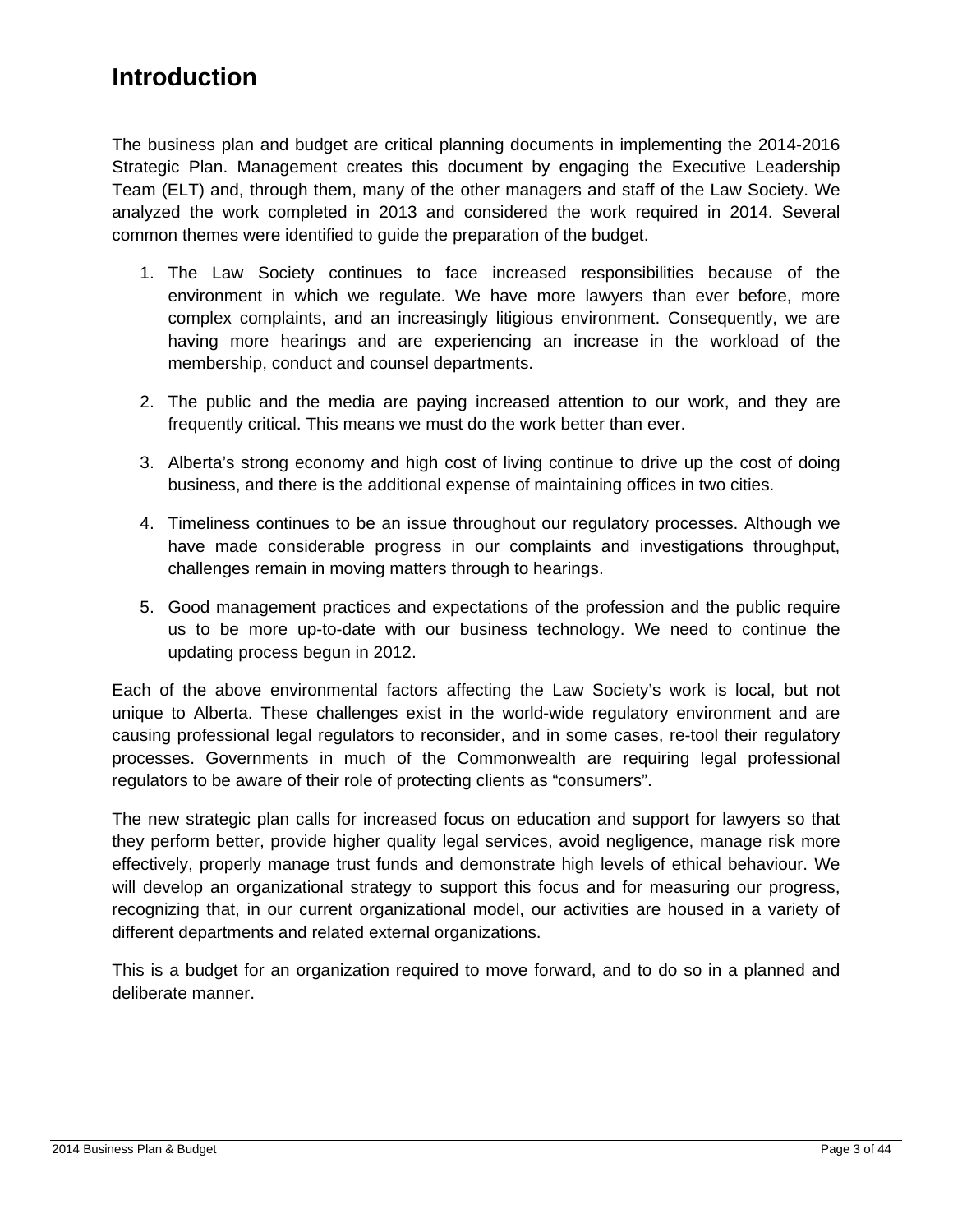# Introduction

The business plan and budget are critical planning documents in implementing the 2014-2016 Strategic Plan. Management creates this document by engaging the Executive Leadership Team (ELT) and, through them, many of the other managers and staff of the Law Society. We analyzed the work completed in 2013 and considered the work required in 2014. Several common themes were identified to guide the preparation of the budget.

1. The Law Society continues to face increased responsibilities because of the environment in which we regulate. We have more lawyers than ever before, more complex complaints, and an increasingly litigious environment. Consequently, we are having more hearings and are experiencing an increase in the workload of the membership, conduct and counsel departments.

2. The public and the media are paying increased attention to our work, and they are frequently critical. This means we must do the work better than ever.

3. Alberta's strong economy and high cost of living continue to drive up the cost of doing business, and there is the additional expense of maintaining offices in two cities.

4. Timeliness continues to be an issue throughout our regulatory processes. Although we have made considerable progress in our complaints and investigations throughput, challenges remain in moving matters through to hearings.

5. Good management practices and expectations of the profession and the public require us to be more up-to-date with our business technology. We need to continue the updating process begun in 2012.

Each of the above environmental factors affecting the Law Society's work is local, but not unique to Alberta. These challenges exist in the world-wide regulatory environment and are causing professional legal regulators to reconsider, and in some cases, re-tool their regulatory processes. Governments in much of the Commonwealth are requiring legal professional regulators to be aware of their role of protecting clients as "consumers".

The new strategic plan calls for increased focus on education and support for lawyers so that they perform better, provide higher quality legal services, avoid negligence, manage risk more effectively, properly manage trust funds and demonstrate high levels of ethical behaviour. We will develop an organizational strategy to support this focus and for measuring our progress, recognizing that, in our current organizational model, our activities are housed in a variety of different departments and related external organizations.

This is a budget for an organization required to move forward, and to do so in a planned and deliberate manner.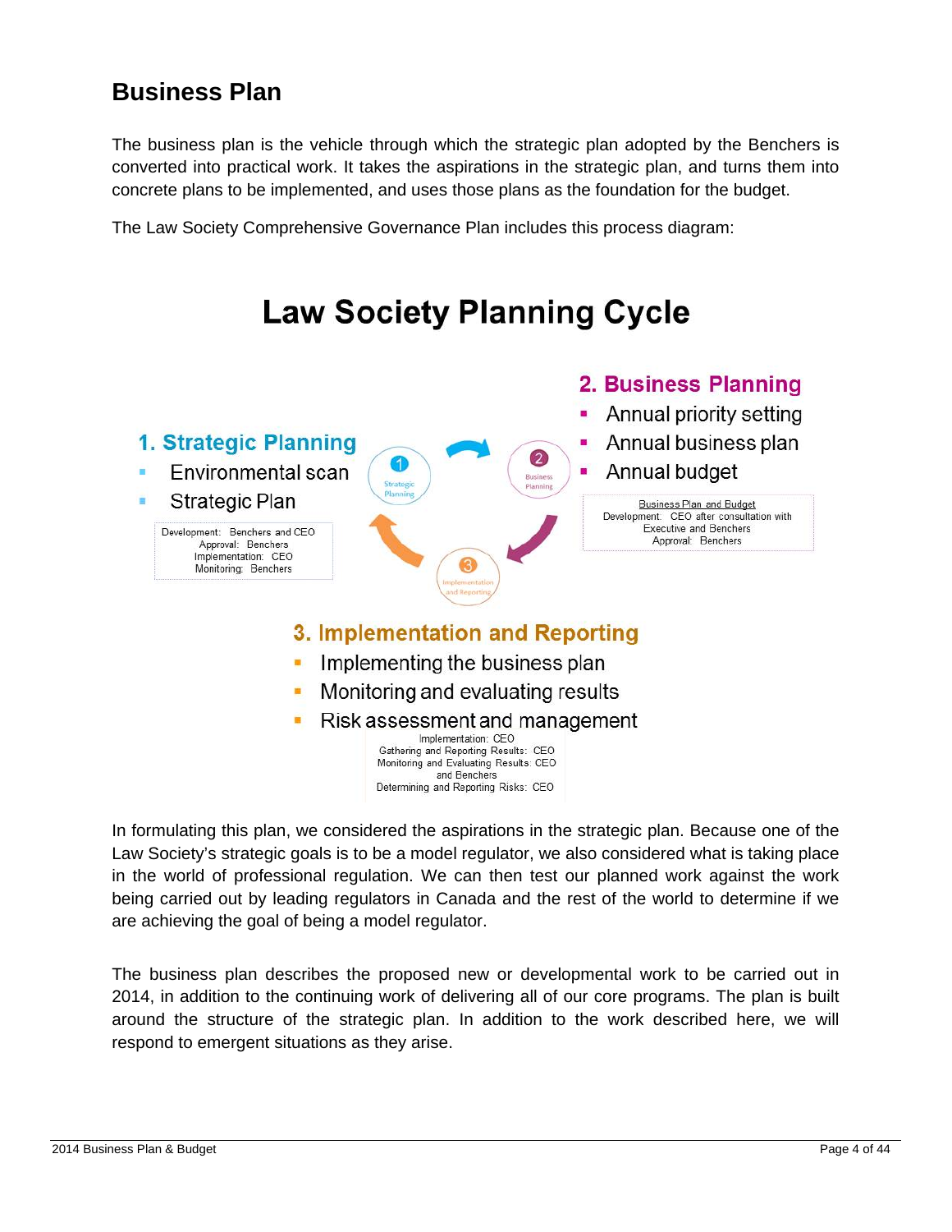## Business Plan

The business plan is the vehicle through which the strategic plan adopted by the Benchers is converted into practical work. It takes the aspirations in the strategic plan, and turns them into concrete plans to be implemented, and uses those plans as the foundation for the budget.

The Law Society Comprehensive Governance Plan includes this process diagram:

### Law Society Planning Cycle

**1. Strategic Planning**

- Environmental scan
- Strategic Plan

Development: Benchers and CEO
Approval: Benchers
Implementation: CEO
Monitoring: Benchers

**2. Business Planning**

- Annual priority setting
- Annual business plan
- Annual budget

Business Plan and Budget
Development: CEO after consultation with Executive and Benchers
Approval: Benchers

**3. Implementation and Reporting**

- Implementing the business plan
- Monitoring and evaluating results
- Risk assessment and management

Implementation: CEO
Gathering and Reporting Results: CEO
Monitoring and Evaluating Results: CEO and Benchers
Determining and Reporting Risks: CEO

In formulating this plan, we considered the aspirations in the strategic plan. Because one of the Law Society's strategic goals is to be a model regulator, we also considered what is taking place in the world of professional regulation. We can then test our planned work against the work being carried out by leading regulators in Canada and the rest of the world to determine if we are achieving the goal of being a model regulator.

The business plan describes the proposed new or developmental work to be carried out in 2014, in addition to the continuing work of delivering all of our core programs. The plan is built around the structure of the strategic plan. In addition to the work described here, we will respond to emergent situations as they arise.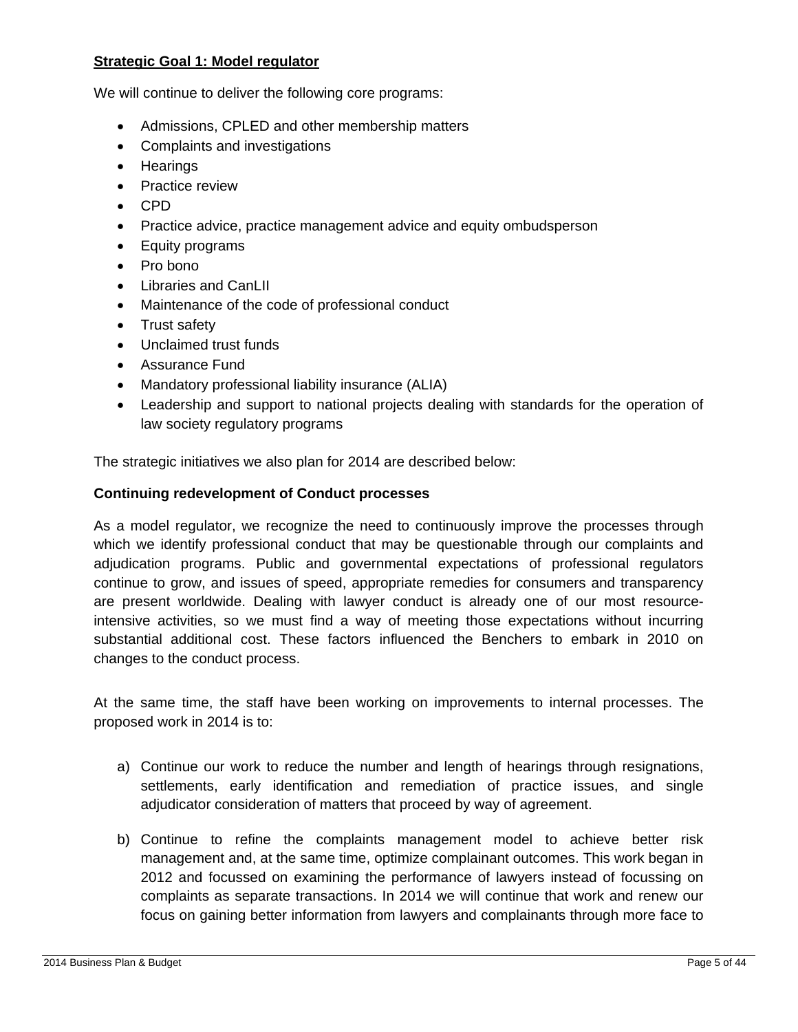**Strategic Goal 1: Model regulator**

We will continue to deliver the following core programs:

- Admissions, CPLED and other membership matters
- Complaints and investigations
- Hearings
- Practice review
- CPD
- Practice advice, practice management advice and equity ombudsperson
- Equity programs
- Pro bono
- Libraries and CanLII
- Maintenance of the code of professional conduct
- Trust safety
- Unclaimed trust funds
- Assurance Fund
- Mandatory professional liability insurance (ALIA)
- Leadership and support to national projects dealing with standards for the operation of law society regulatory programs

The strategic initiatives we also plan for 2014 are described below:

**Continuing redevelopment of Conduct processes**

As a model regulator, we recognize the need to continuously improve the processes through which we identify professional conduct that may be questionable through our complaints and adjudication programs. Public and governmental expectations of professional regulators continue to grow, and issues of speed, appropriate remedies for consumers and transparency are present worldwide. Dealing with lawyer conduct is already one of our most resource-intensive activities, so we must find a way of meeting those expectations without incurring substantial additional cost. These factors influenced the Benchers to embark in 2010 on changes to the conduct process.

At the same time, the staff have been working on improvements to internal processes. The proposed work in 2014 is to:

a) Continue our work to reduce the number and length of hearings through resignations, settlements, early identification and remediation of practice issues, and single adjudicator consideration of matters that proceed by way of agreement.

b) Continue to refine the complaints management model to achieve better risk management and, at the same time, optimize complainant outcomes. This work began in 2012 and focussed on examining the performance of lawyers instead of focussing on complaints as separate transactions. In 2014 we will continue that work and renew our focus on gaining better information from lawyers and complainants through more face to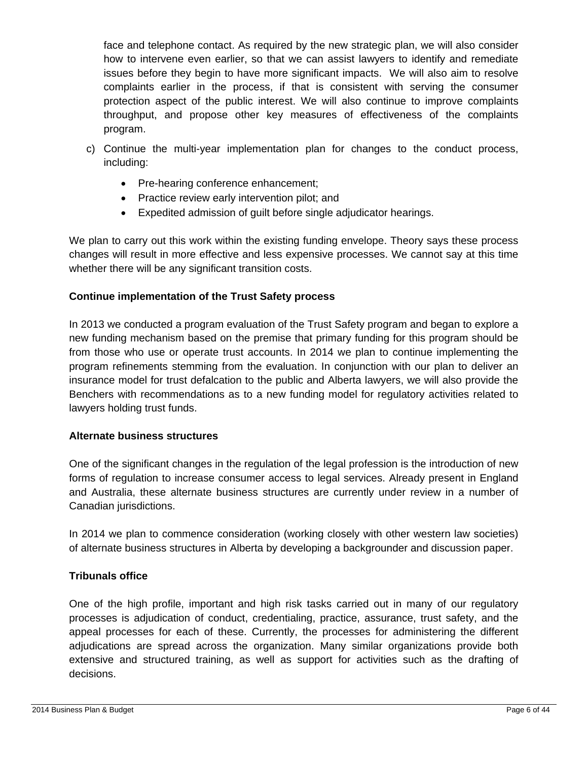face and telephone contact. As required by the new strategic plan, we will also consider how to intervene even earlier, so that we can assist lawyers to identify and remediate issues before they begin to have more significant impacts. We will also aim to resolve complaints earlier in the process, if that is consistent with serving the consumer protection aspect of the public interest. We will also continue to improve complaints throughput, and propose other key measures of effectiveness of the complaints program.

c) Continue the multi-year implementation plan for changes to the conduct process, including:

- Pre-hearing conference enhancement;
- Practice review early intervention pilot; and
- Expedited admission of guilt before single adjudicator hearings.

We plan to carry out this work within the existing funding envelope. Theory says these process changes will result in more effective and less expensive processes. We cannot say at this time whether there will be any significant transition costs.

**Continue implementation of the Trust Safety process**

In 2013 we conducted a program evaluation of the Trust Safety program and began to explore a new funding mechanism based on the premise that primary funding for this program should be from those who use or operate trust accounts. In 2014 we plan to continue implementing the program refinements stemming from the evaluation. In conjunction with our plan to deliver an insurance model for trust defalcation to the public and Alberta lawyers, we will also provide the Benchers with recommendations as to a new funding model for regulatory activities related to lawyers holding trust funds.

**Alternate business structures**

One of the significant changes in the regulation of the legal profession is the introduction of new forms of regulation to increase consumer access to legal services. Already present in England and Australia, these alternate business structures are currently under review in a number of Canadian jurisdictions.

In 2014 we plan to commence consideration (working closely with other western law societies) of alternate business structures in Alberta by developing a backgrounder and discussion paper.

**Tribunals office**

One of the high profile, important and high risk tasks carried out in many of our regulatory processes is adjudication of conduct, credentialing, practice, assurance, trust safety, and the appeal processes for each of these. Currently, the processes for administering the different adjudications are spread across the organization. Many similar organizations provide both extensive and structured training, as well as support for activities such as the drafting of decisions.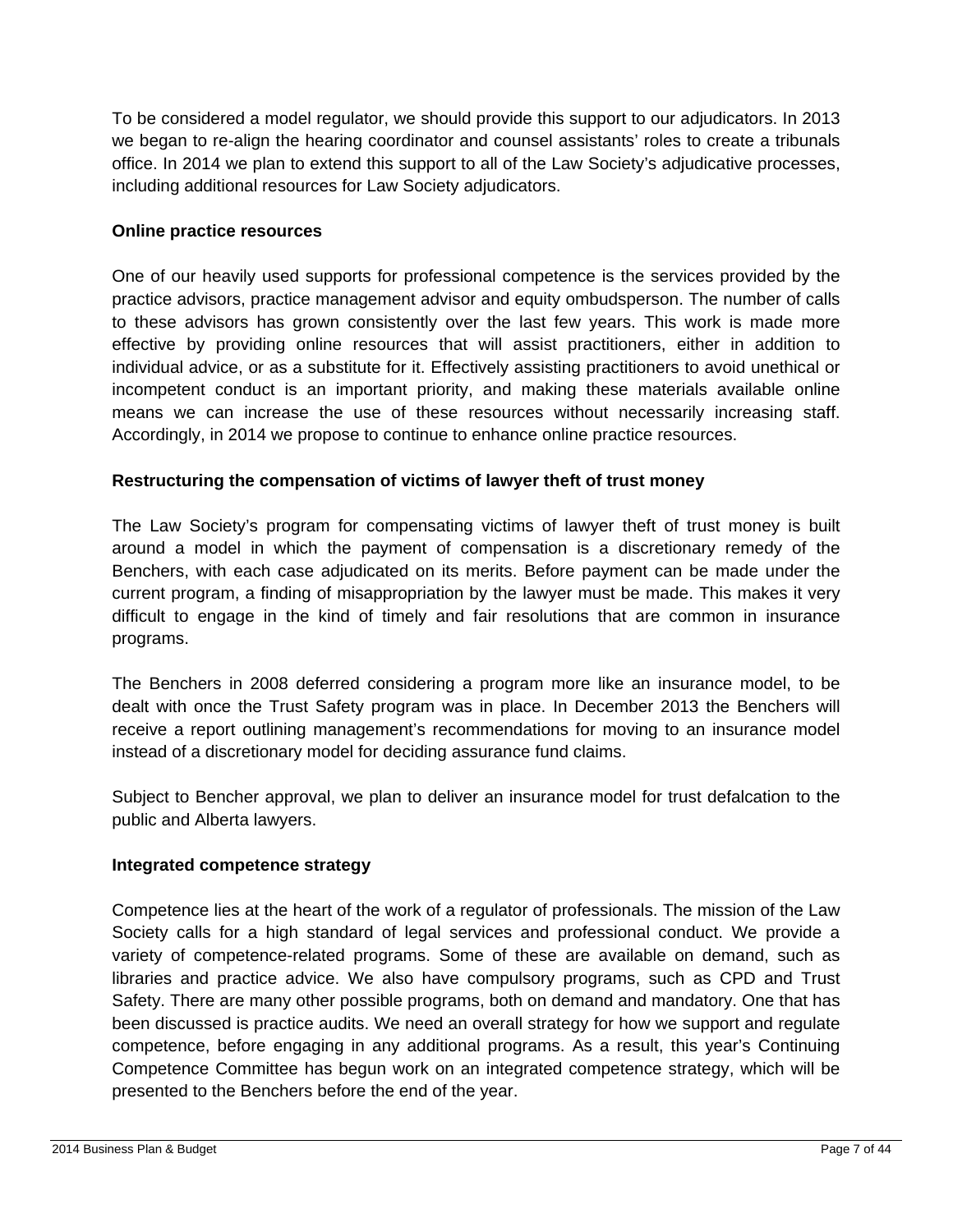To be considered a model regulator, we should provide this support to our adjudicators. In 2013 we began to re-align the hearing coordinator and counsel assistants' roles to create a tribunals office. In 2014 we plan to extend this support to all of the Law Society's adjudicative processes, including additional resources for Law Society adjudicators.

**Online practice resources**

One of our heavily used supports for professional competence is the services provided by the practice advisors, practice management advisor and equity ombudsperson. The number of calls to these advisors has grown consistently over the last few years. This work is made more effective by providing online resources that will assist practitioners, either in addition to individual advice, or as a substitute for it. Effectively assisting practitioners to avoid unethical or incompetent conduct is an important priority, and making these materials available online means we can increase the use of these resources without necessarily increasing staff. Accordingly, in 2014 we propose to continue to enhance online practice resources.

**Restructuring the compensation of victims of lawyer theft of trust money**

The Law Society's program for compensating victims of lawyer theft of trust money is built around a model in which the payment of compensation is a discretionary remedy of the Benchers, with each case adjudicated on its merits. Before payment can be made under the current program, a finding of misappropriation by the lawyer must be made. This makes it very difficult to engage in the kind of timely and fair resolutions that are common in insurance programs.

The Benchers in 2008 deferred considering a program more like an insurance model, to be dealt with once the Trust Safety program was in place. In December 2013 the Benchers will receive a report outlining management's recommendations for moving to an insurance model instead of a discretionary model for deciding assurance fund claims.

Subject to Bencher approval, we plan to deliver an insurance model for trust defalcation to the public and Alberta lawyers.

**Integrated competence strategy**

Competence lies at the heart of the work of a regulator of professionals. The mission of the Law Society calls for a high standard of legal services and professional conduct. We provide a variety of competence-related programs. Some of these are available on demand, such as libraries and practice advice. We also have compulsory programs, such as CPD and Trust Safety. There are many other possible programs, both on demand and mandatory. One that has been discussed is practice audits. We need an overall strategy for how we support and regulate competence, before engaging in any additional programs. As a result, this year's Continuing Competence Committee has begun work on an integrated competence strategy, which will be presented to the Benchers before the end of the year.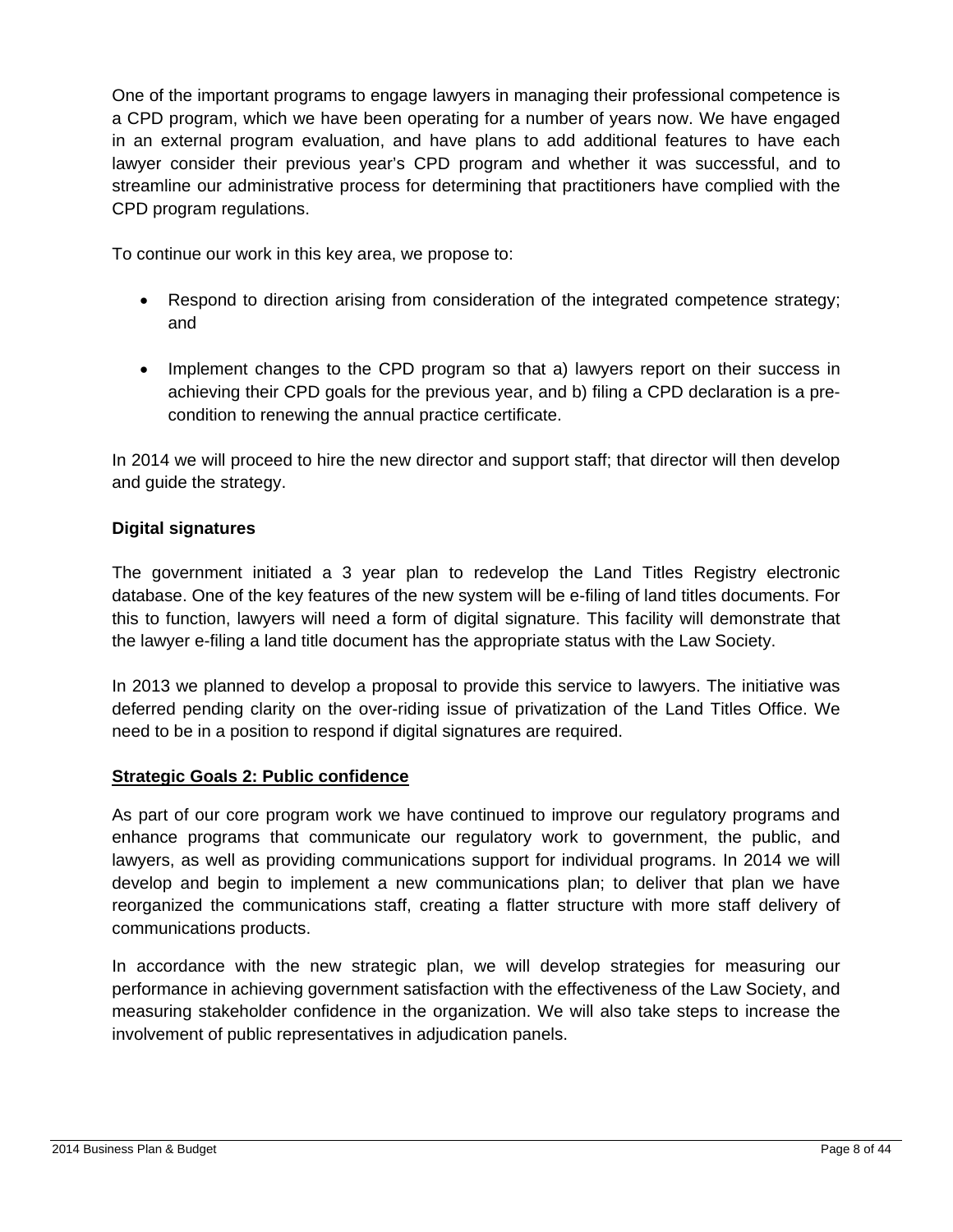One of the important programs to engage lawyers in managing their professional competence is a CPD program, which we have been operating for a number of years now. We have engaged in an external program evaluation, and have plans to add additional features to have each lawyer consider their previous year's CPD program and whether it was successful, and to streamline our administrative process for determining that practitioners have complied with the CPD program regulations.

To continue our work in this key area, we propose to:

- Respond to direction arising from consideration of the integrated competence strategy; and
- Implement changes to the CPD program so that a) lawyers report on their success in achieving their CPD goals for the previous year, and b) filing a CPD declaration is a pre-condition to renewing the annual practice certificate.

In 2014 we will proceed to hire the new director and support staff; that director will then develop and guide the strategy.

**Digital signatures**

The government initiated a 3 year plan to redevelop the Land Titles Registry electronic database. One of the key features of the new system will be e-filing of land titles documents. For this to function, lawyers will need a form of digital signature. This facility will demonstrate that the lawyer e-filing a land title document has the appropriate status with the Law Society.

In 2013 we planned to develop a proposal to provide this service to lawyers. The initiative was deferred pending clarity on the over-riding issue of privatization of the Land Titles Office. We need to be in a position to respond if digital signatures are required.

**Strategic Goals 2: Public confidence**

As part of our core program work we have continued to improve our regulatory programs and enhance programs that communicate our regulatory work to government, the public, and lawyers, as well as providing communications support for individual programs. In 2014 we will develop and begin to implement a new communications plan; to deliver that plan we have reorganized the communications staff, creating a flatter structure with more staff delivery of communications products.

In accordance with the new strategic plan, we will develop strategies for measuring our performance in achieving government satisfaction with the effectiveness of the Law Society, and measuring stakeholder confidence in the organization. We will also take steps to increase the involvement of public representatives in adjudication panels.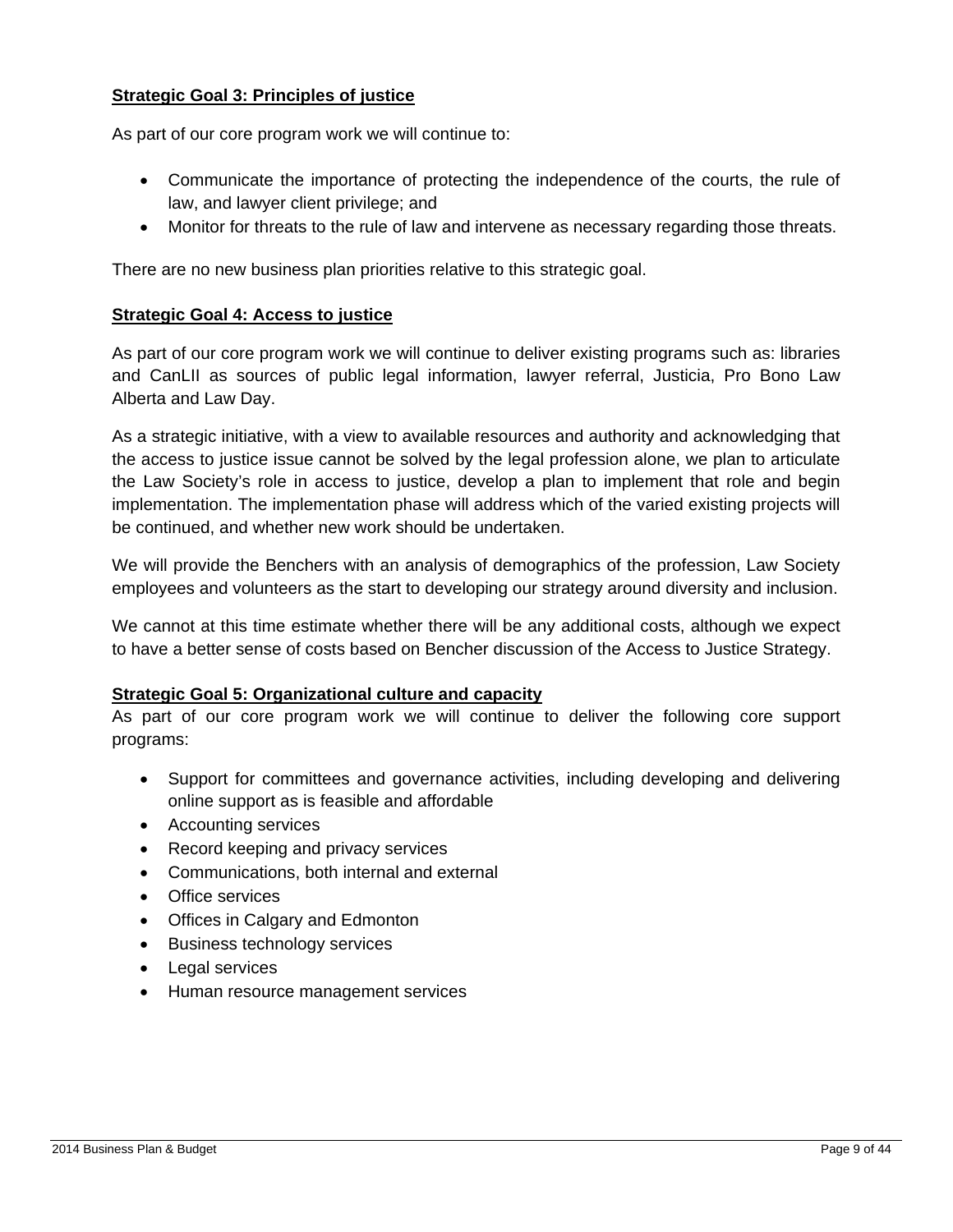**Strategic Goal 3: Principles of justice**

As part of our core program work we will continue to:

- Communicate the importance of protecting the independence of the courts, the rule of law, and lawyer client privilege; and
- Monitor for threats to the rule of law and intervene as necessary regarding those threats.

There are no new business plan priorities relative to this strategic goal.

**Strategic Goal 4: Access to justice**

As part of our core program work we will continue to deliver existing programs such as: libraries and CanLII as sources of public legal information, lawyer referral, Justicia, Pro Bono Law Alberta and Law Day.

As a strategic initiative, with a view to available resources and authority and acknowledging that the access to justice issue cannot be solved by the legal profession alone, we plan to articulate the Law Society's role in access to justice, develop a plan to implement that role and begin implementation. The implementation phase will address which of the varied existing projects will be continued, and whether new work should be undertaken.

We will provide the Benchers with an analysis of demographics of the profession, Law Society employees and volunteers as the start to developing our strategy around diversity and inclusion.

We cannot at this time estimate whether there will be any additional costs, although we expect to have a better sense of costs based on Bencher discussion of the Access to Justice Strategy.

**Strategic Goal 5: Organizational culture and capacity**

As part of our core program work we will continue to deliver the following core support programs:

- Support for committees and governance activities, including developing and delivering online support as is feasible and affordable
- Accounting services
- Record keeping and privacy services
- Communications, both internal and external
- Office services
- Offices in Calgary and Edmonton
- Business technology services
- Legal services
- Human resource management services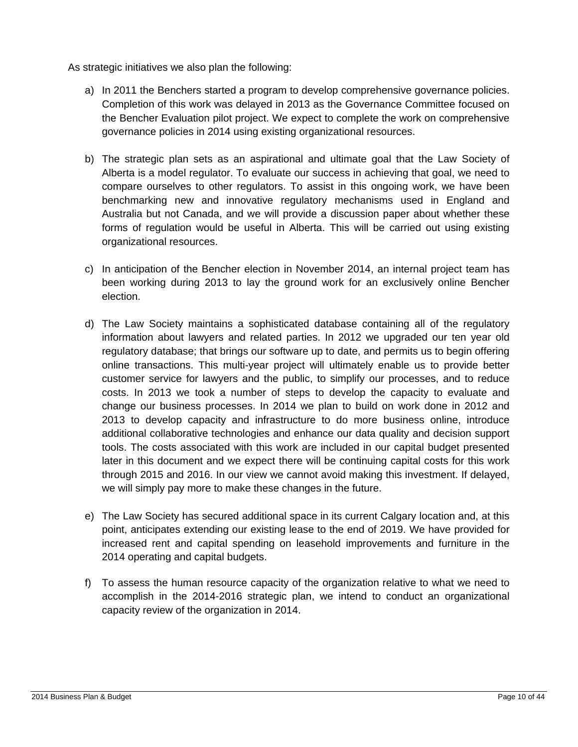As strategic initiatives we also plan the following:

a) In 2011 the Benchers started a program to develop comprehensive governance policies. Completion of this work was delayed in 2013 as the Governance Committee focused on the Bencher Evaluation pilot project. We expect to complete the work on comprehensive governance policies in 2014 using existing organizational resources.

b) The strategic plan sets as an aspirational and ultimate goal that the Law Society of Alberta is a model regulator. To evaluate our success in achieving that goal, we need to compare ourselves to other regulators. To assist in this ongoing work, we have been benchmarking new and innovative regulatory mechanisms used in England and Australia but not Canada, and we will provide a discussion paper about whether these forms of regulation would be useful in Alberta. This will be carried out using existing organizational resources.

c) In anticipation of the Bencher election in November 2014, an internal project team has been working during 2013 to lay the ground work for an exclusively online Bencher election.

d) The Law Society maintains a sophisticated database containing all of the regulatory information about lawyers and related parties. In 2012 we upgraded our ten year old regulatory database; that brings our software up to date, and permits us to begin offering online transactions. This multi-year project will ultimately enable us to provide better customer service for lawyers and the public, to simplify our processes, and to reduce costs. In 2013 we took a number of steps to develop the capacity to evaluate and change our business processes. In 2014 we plan to build on work done in 2012 and 2013 to develop capacity and infrastructure to do more business online, introduce additional collaborative technologies and enhance our data quality and decision support tools. The costs associated with this work are included in our capital budget presented later in this document and we expect there will be continuing capital costs for this work through 2015 and 2016. In our view we cannot avoid making this investment. If delayed, we will simply pay more to make these changes in the future.

e) The Law Society has secured additional space in its current Calgary location and, at this point, anticipates extending our existing lease to the end of 2019. We have provided for increased rent and capital spending on leasehold improvements and furniture in the 2014 operating and capital budgets.

f) To assess the human resource capacity of the organization relative to what we need to accomplish in the 2014-2016 strategic plan, we intend to conduct an organizational capacity review of the organization in 2014.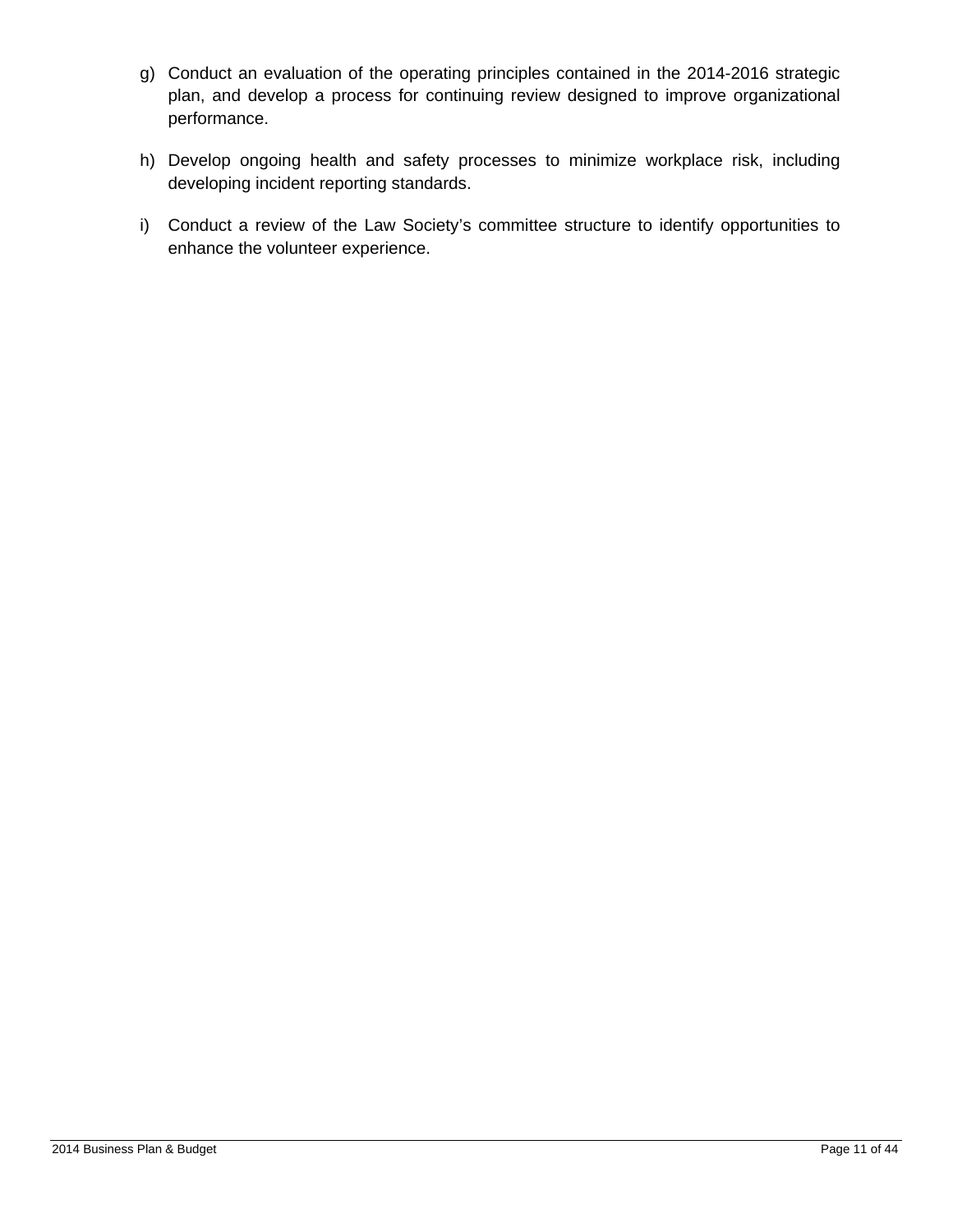g) Conduct an evaluation of the operating principles contained in the 2014-2016 strategic plan, and develop a process for continuing review designed to improve organizational performance.

h) Develop ongoing health and safety processes to minimize workplace risk, including developing incident reporting standards.

i) Conduct a review of the Law Society's committee structure to identify opportunities to enhance the volunteer experience.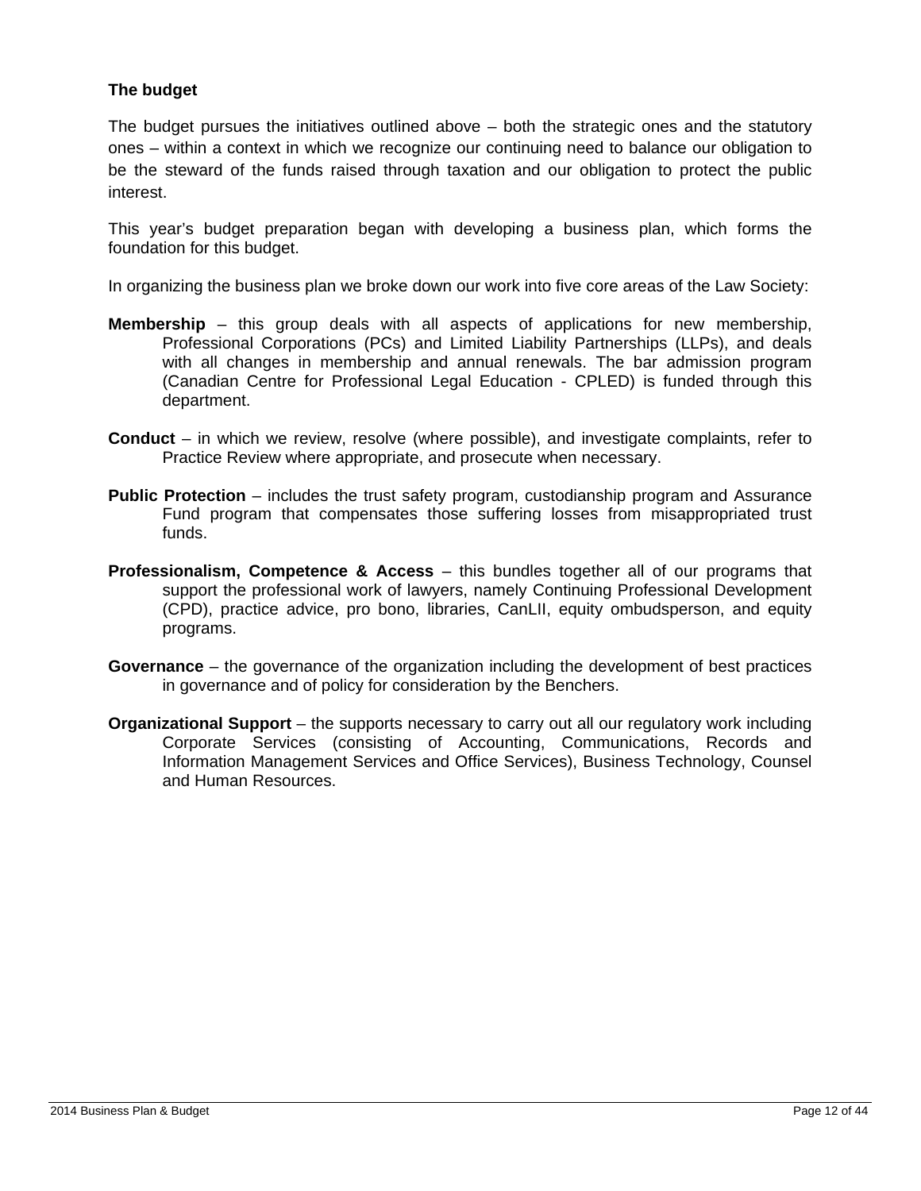### The budget

The budget pursues the initiatives outlined above – both the strategic ones and the statutory ones – within a context in which we recognize our continuing need to balance our obligation to be the steward of the funds raised through taxation and our obligation to protect the public interest.

This year's budget preparation began with developing a business plan, which forms the foundation for this budget.

In organizing the business plan we broke down our work into five core areas of the Law Society:

**Membership** – this group deals with all aspects of applications for new membership, Professional Corporations (PCs) and Limited Liability Partnerships (LLPs), and deals with all changes in membership and annual renewals. The bar admission program (Canadian Centre for Professional Legal Education - CPLED) is funded through this department.

**Conduct** – in which we review, resolve (where possible), and investigate complaints, refer to Practice Review where appropriate, and prosecute when necessary.

**Public Protection** – includes the trust safety program, custodianship program and Assurance Fund program that compensates those suffering losses from misappropriated trust funds.

**Professionalism, Competence & Access** – this bundles together all of our programs that support the professional work of lawyers, namely Continuing Professional Development (CPD), practice advice, pro bono, libraries, CanLII, equity ombudsperson, and equity programs.

**Governance** – the governance of the organization including the development of best practices in governance and of policy for consideration by the Benchers.

**Organizational Support** – the supports necessary to carry out all our regulatory work including Corporate Services (consisting of Accounting, Communications, Records and Information Management Services and Office Services), Business Technology, Counsel and Human Resources.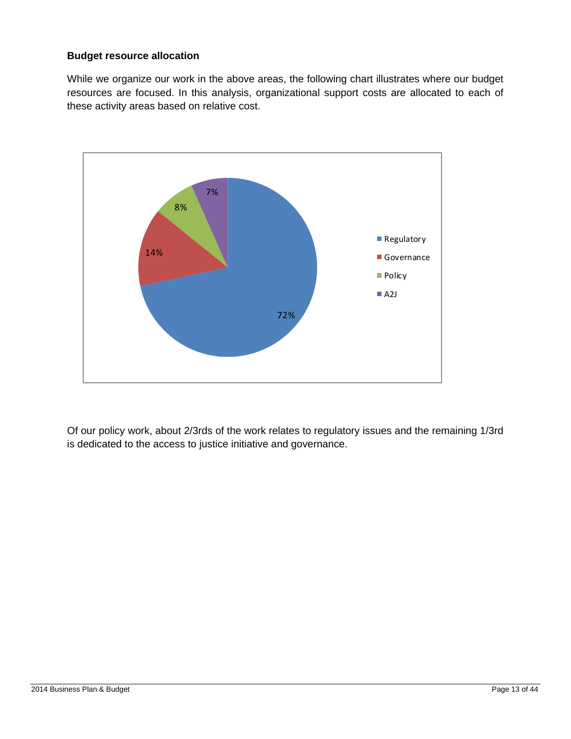### Budget resource allocation

While we organize our work in the above areas, the following chart illustrates where our budget resources are focused. In this analysis, organizational support costs are allocated to each of these activity areas based on relative cost.

| Activity area | Share |
|---|---|
| Regulatory | 72% |
| Governance | 14% |
| Policy | 8% |
| A2J | 7% |

Of our policy work, about 2/3rds of the work relates to regulatory issues and the remaining 1/3rd is dedicated to the access to justice initiative and governance.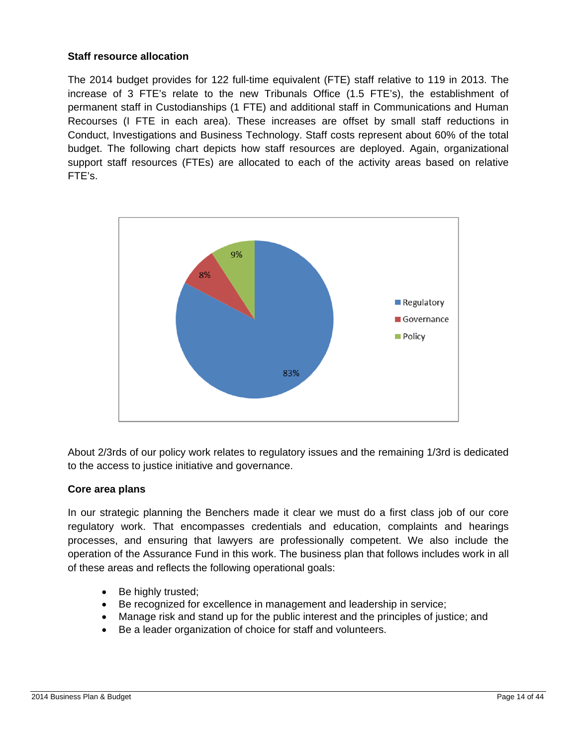**Staff resource allocation**

The 2014 budget provides for 122 full-time equivalent (FTE) staff relative to 119 in 2013. The increase of 3 FTE's relate to the new Tribunals Office (1.5 FTE's), the establishment of permanent staff in Custodianships (1 FTE) and additional staff in Communications and Human Recourses (I FTE in each area). These increases are offset by small staff reductions in Conduct, Investigations and Business Technology. Staff costs represent about 60% of the total budget. The following chart depicts how staff resources are deployed. Again, organizational support staff resources (FTEs) are allocated to each of the activity areas based on relative FTE's.

About 2/3rds of our policy work relates to regulatory issues and the remaining 1/3rd is dedicated to the access to justice initiative and governance.

**Core area plans**

In our strategic planning the Benchers made it clear we must do a first class job of our core regulatory work. That encompasses credentials and education, complaints and hearings processes, and ensuring that lawyers are professionally competent. We also include the operation of the Assurance Fund in this work. The business plan that follows includes work in all of these areas and reflects the following operational goals:

- Be highly trusted;
- Be recognized for excellence in management and leadership in service;
- Manage risk and stand up for the public interest and the principles of justice; and
- Be a leader organization of choice for staff and volunteers.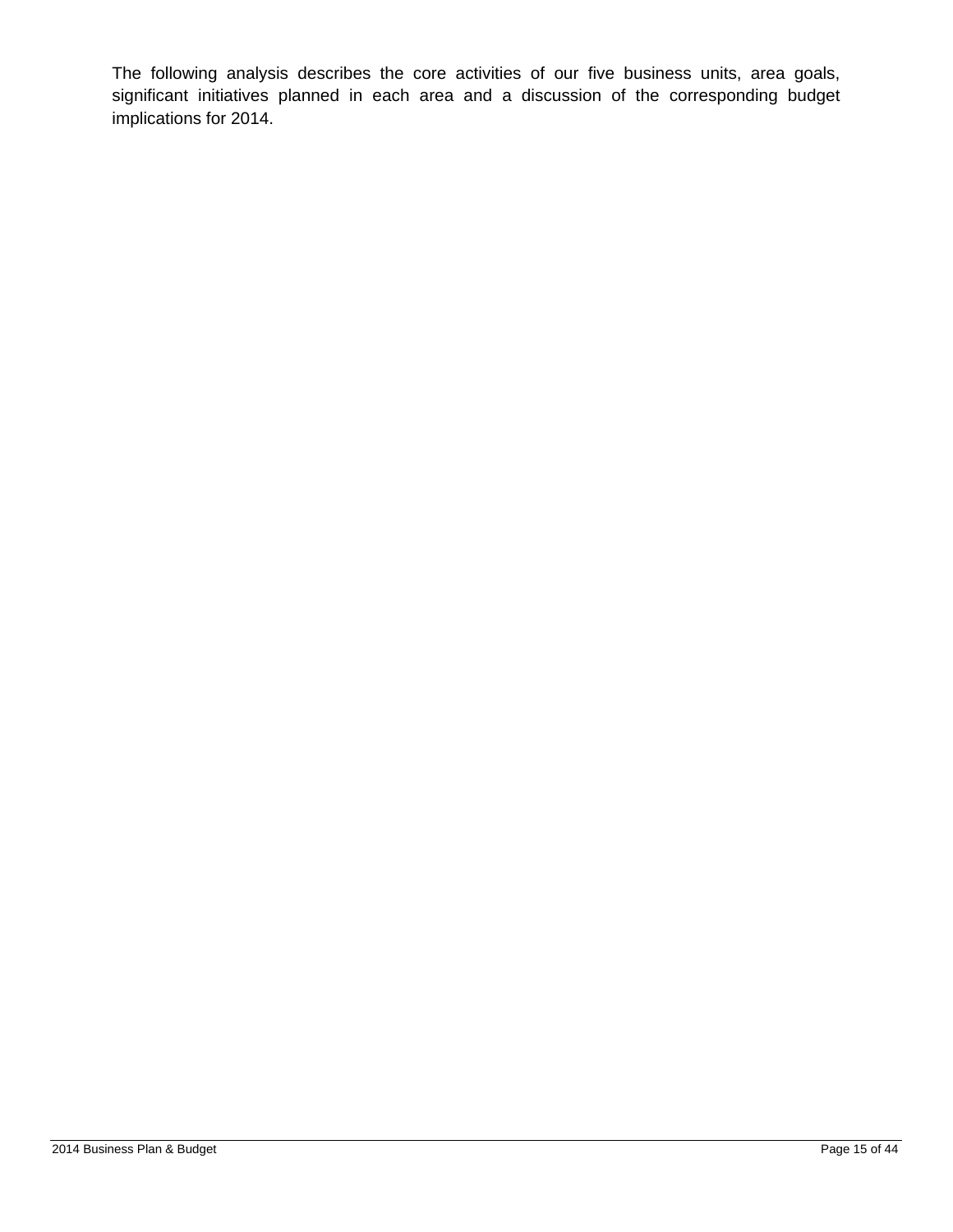The following analysis describes the core activities of our five business units, area goals, significant initiatives planned in each area and a discussion of the corresponding budget implications for 2014.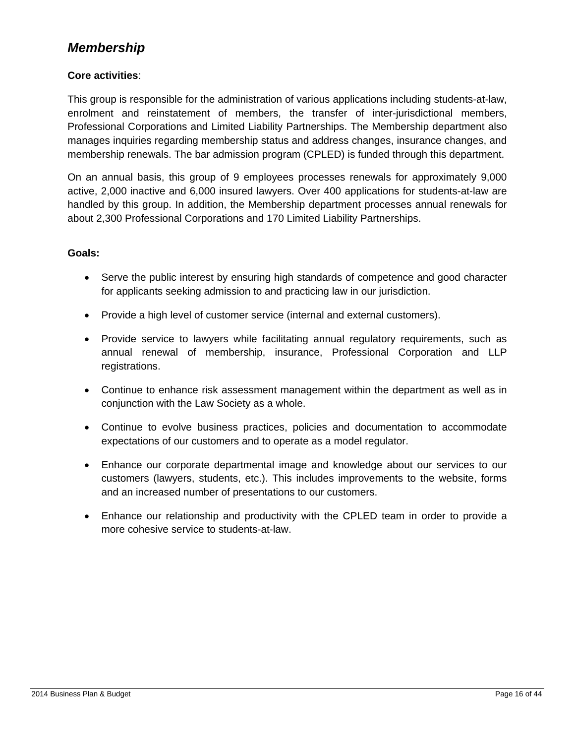## *Membership*

**Core activities**:

This group is responsible for the administration of various applications including students-at-law, enrolment and reinstatement of members, the transfer of inter-jurisdictional members, Professional Corporations and Limited Liability Partnerships. The Membership department also manages inquiries regarding membership status and address changes, insurance changes, and membership renewals. The bar admission program (CPLED) is funded through this department.

On an annual basis, this group of 9 employees processes renewals for approximately 9,000 active, 2,000 inactive and 6,000 insured lawyers. Over 400 applications for students-at-law are handled by this group. In addition, the Membership department processes annual renewals for about 2,300 Professional Corporations and 170 Limited Liability Partnerships.

**Goals:**

- Serve the public interest by ensuring high standards of competence and good character for applicants seeking admission to and practicing law in our jurisdiction.
- Provide a high level of customer service (internal and external customers).
- Provide service to lawyers while facilitating annual regulatory requirements, such as annual renewal of membership, insurance, Professional Corporation and LLP registrations.
- Continue to enhance risk assessment management within the department as well as in conjunction with the Law Society as a whole.
- Continue to evolve business practices, policies and documentation to accommodate expectations of our customers and to operate as a model regulator.
- Enhance our corporate departmental image and knowledge about our services to our customers (lawyers, students, etc.). This includes improvements to the website, forms and an increased number of presentations to our customers.
- Enhance our relationship and productivity with the CPLED team in order to provide a more cohesive service to students-at-law.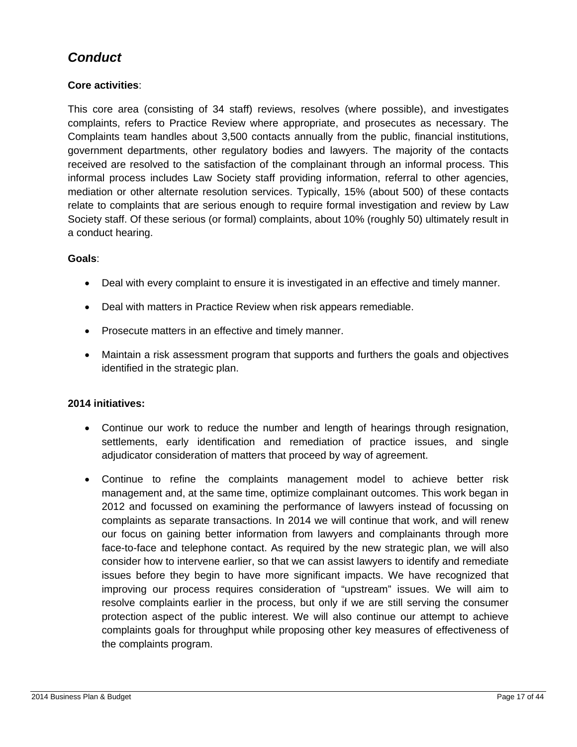## *Conduct*

**Core activities**:

This core area (consisting of 34 staff) reviews, resolves (where possible), and investigates complaints, refers to Practice Review where appropriate, and prosecutes as necessary. The Complaints team handles about 3,500 contacts annually from the public, financial institutions, government departments, other regulatory bodies and lawyers. The majority of the contacts received are resolved to the satisfaction of the complainant through an informal process. This informal process includes Law Society staff providing information, referral to other agencies, mediation or other alternate resolution services. Typically, 15% (about 500) of these contacts relate to complaints that are serious enough to require formal investigation and review by Law Society staff. Of these serious (or formal) complaints, about 10% (roughly 50) ultimately result in a conduct hearing.

**Goals**:

- Deal with every complaint to ensure it is investigated in an effective and timely manner.
- Deal with matters in Practice Review when risk appears remediable.
- Prosecute matters in an effective and timely manner.
- Maintain a risk assessment program that supports and furthers the goals and objectives identified in the strategic plan.

**2014 initiatives:**

- Continue our work to reduce the number and length of hearings through resignation, settlements, early identification and remediation of practice issues, and single adjudicator consideration of matters that proceed by way of agreement.
- Continue to refine the complaints management model to achieve better risk management and, at the same time, optimize complainant outcomes. This work began in 2012 and focussed on examining the performance of lawyers instead of focussing on complaints as separate transactions. In 2014 we will continue that work, and will renew our focus on gaining better information from lawyers and complainants through more face-to-face and telephone contact. As required by the new strategic plan, we will also consider how to intervene earlier, so that we can assist lawyers to identify and remediate issues before they begin to have more significant impacts. We have recognized that improving our process requires consideration of "upstream" issues. We will aim to resolve complaints earlier in the process, but only if we are still serving the consumer protection aspect of the public interest. We will also continue our attempt to achieve complaints goals for throughput while proposing other key measures of effectiveness of the complaints program.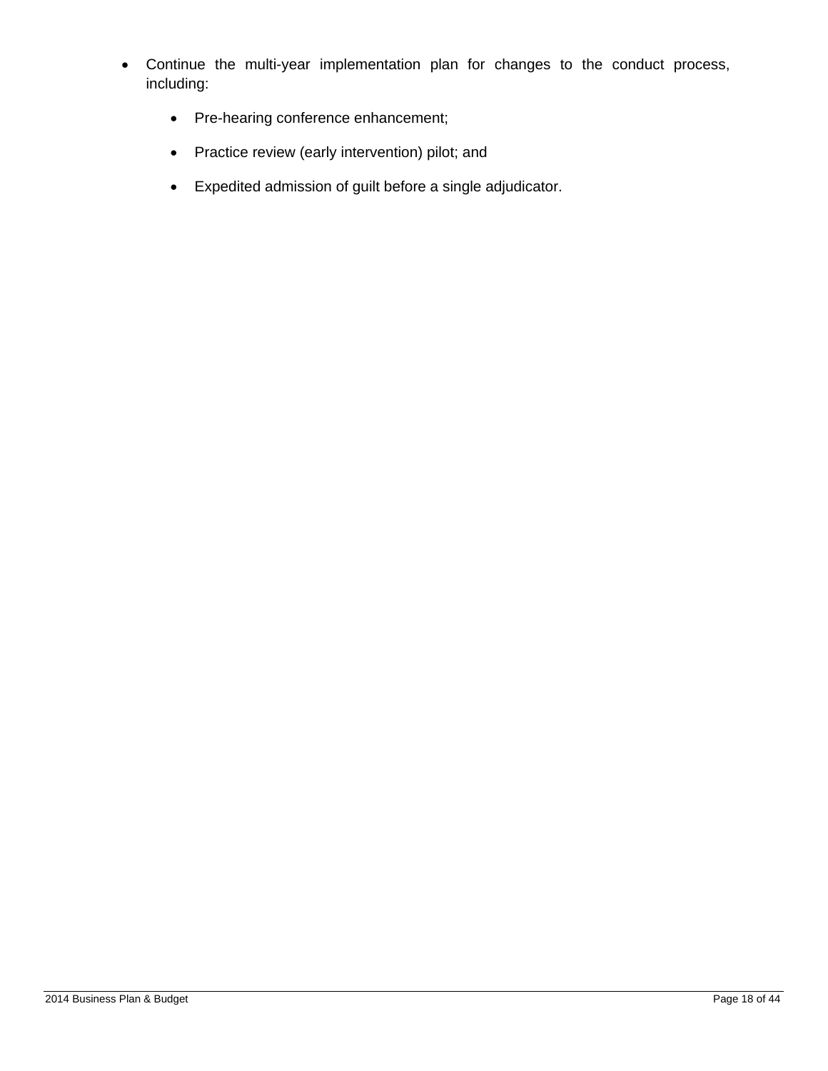- Continue the multi-year implementation plan for changes to the conduct process, including:
  - Pre-hearing conference enhancement;
  - Practice review (early intervention) pilot; and
  - Expedited admission of guilt before a single adjudicator.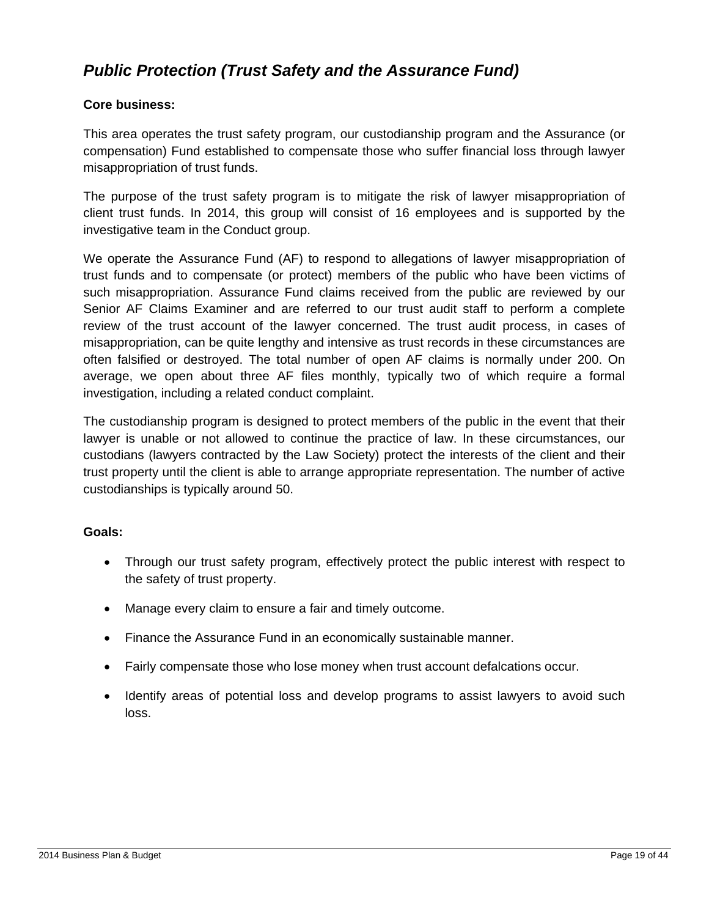## *Public Protection (Trust Safety and the Assurance Fund)*

**Core business:**

This area operates the trust safety program, our custodianship program and the Assurance (or compensation) Fund established to compensate those who suffer financial loss through lawyer misappropriation of trust funds.

The purpose of the trust safety program is to mitigate the risk of lawyer misappropriation of client trust funds. In 2014, this group will consist of 16 employees and is supported by the investigative team in the Conduct group.

We operate the Assurance Fund (AF) to respond to allegations of lawyer misappropriation of trust funds and to compensate (or protect) members of the public who have been victims of such misappropriation. Assurance Fund claims received from the public are reviewed by our Senior AF Claims Examiner and are referred to our trust audit staff to perform a complete review of the trust account of the lawyer concerned. The trust audit process, in cases of misappropriation, can be quite lengthy and intensive as trust records in these circumstances are often falsified or destroyed. The total number of open AF claims is normally under 200. On average, we open about three AF files monthly, typically two of which require a formal investigation, including a related conduct complaint.

The custodianship program is designed to protect members of the public in the event that their lawyer is unable or not allowed to continue the practice of law. In these circumstances, our custodians (lawyers contracted by the Law Society) protect the interests of the client and their trust property until the client is able to arrange appropriate representation. The number of active custodianships is typically around 50.

**Goals:**

- Through our trust safety program, effectively protect the public interest with respect to the safety of trust property.
- Manage every claim to ensure a fair and timely outcome.
- Finance the Assurance Fund in an economically sustainable manner.
- Fairly compensate those who lose money when trust account defalcations occur.
- Identify areas of potential loss and develop programs to assist lawyers to avoid such loss.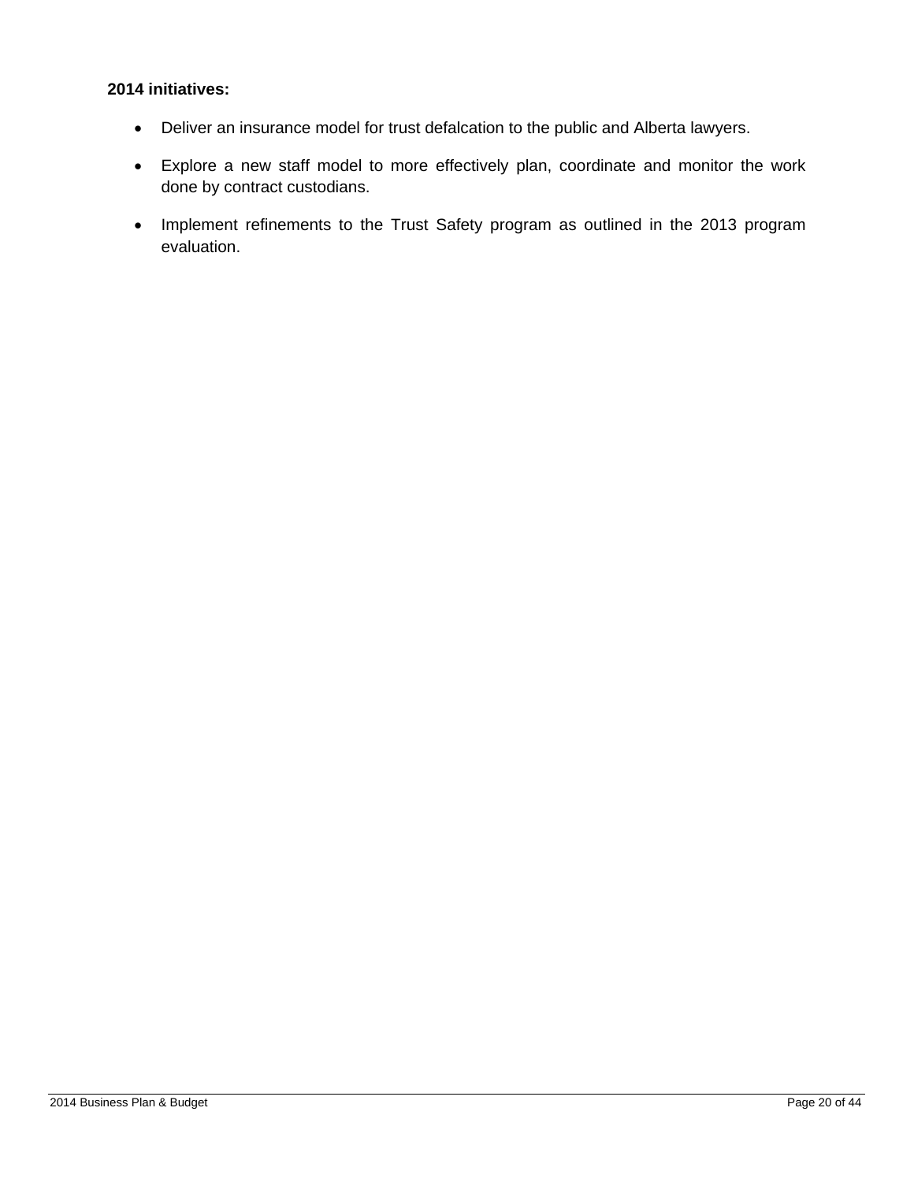**2014 initiatives:**

- Deliver an insurance model for trust defalcation to the public and Alberta lawyers.
- Explore a new staff model to more effectively plan, coordinate and monitor the work done by contract custodians.
- Implement refinements to the Trust Safety program as outlined in the 2013 program evaluation.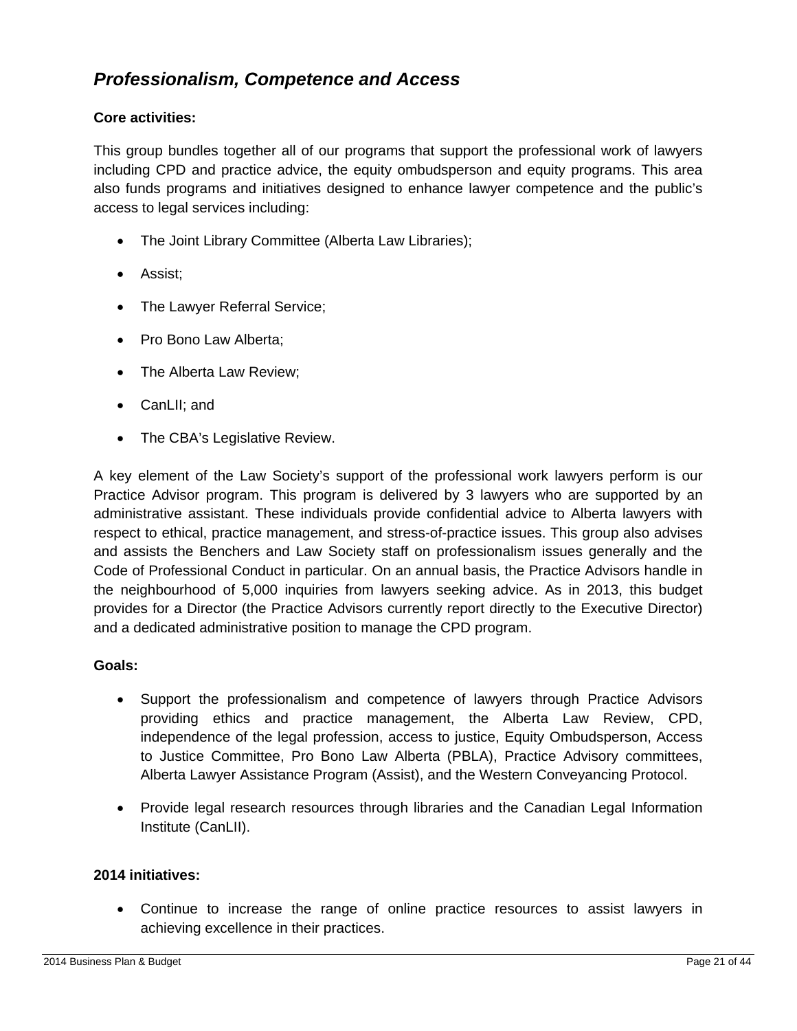## *Professionalism, Competence and Access*

**Core activities:**

This group bundles together all of our programs that support the professional work of lawyers including CPD and practice advice, the equity ombudsperson and equity programs. This area also funds programs and initiatives designed to enhance lawyer competence and the public's access to legal services including:

- The Joint Library Committee (Alberta Law Libraries);
- Assist;
- The Lawyer Referral Service;
- Pro Bono Law Alberta;
- The Alberta Law Review;
- CanLII; and
- The CBA's Legislative Review.

A key element of the Law Society's support of the professional work lawyers perform is our Practice Advisor program. This program is delivered by 3 lawyers who are supported by an administrative assistant. These individuals provide confidential advice to Alberta lawyers with respect to ethical, practice management, and stress-of-practice issues. This group also advises and assists the Benchers and Law Society staff on professionalism issues generally and the Code of Professional Conduct in particular. On an annual basis, the Practice Advisors handle in the neighbourhood of 5,000 inquiries from lawyers seeking advice. As in 2013, this budget provides for a Director (the Practice Advisors currently report directly to the Executive Director) and a dedicated administrative position to manage the CPD program.

**Goals:**

- Support the professionalism and competence of lawyers through Practice Advisors providing ethics and practice management, the Alberta Law Review, CPD, independence of the legal profession, access to justice, Equity Ombudsperson, Access to Justice Committee, Pro Bono Law Alberta (PBLA), Practice Advisory committees, Alberta Lawyer Assistance Program (Assist), and the Western Conveyancing Protocol.
- Provide legal research resources through libraries and the Canadian Legal Information Institute (CanLII).

**2014 initiatives:**

- Continue to increase the range of online practice resources to assist lawyers in achieving excellence in their practices.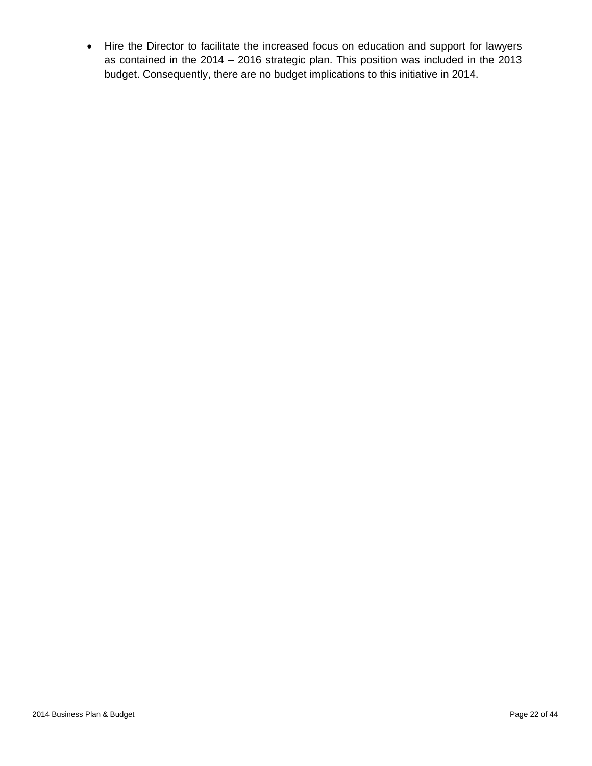- Hire the Director to facilitate the increased focus on education and support for lawyers as contained in the 2014 – 2016 strategic plan. This position was included in the 2013 budget. Consequently, there are no budget implications to this initiative in 2014.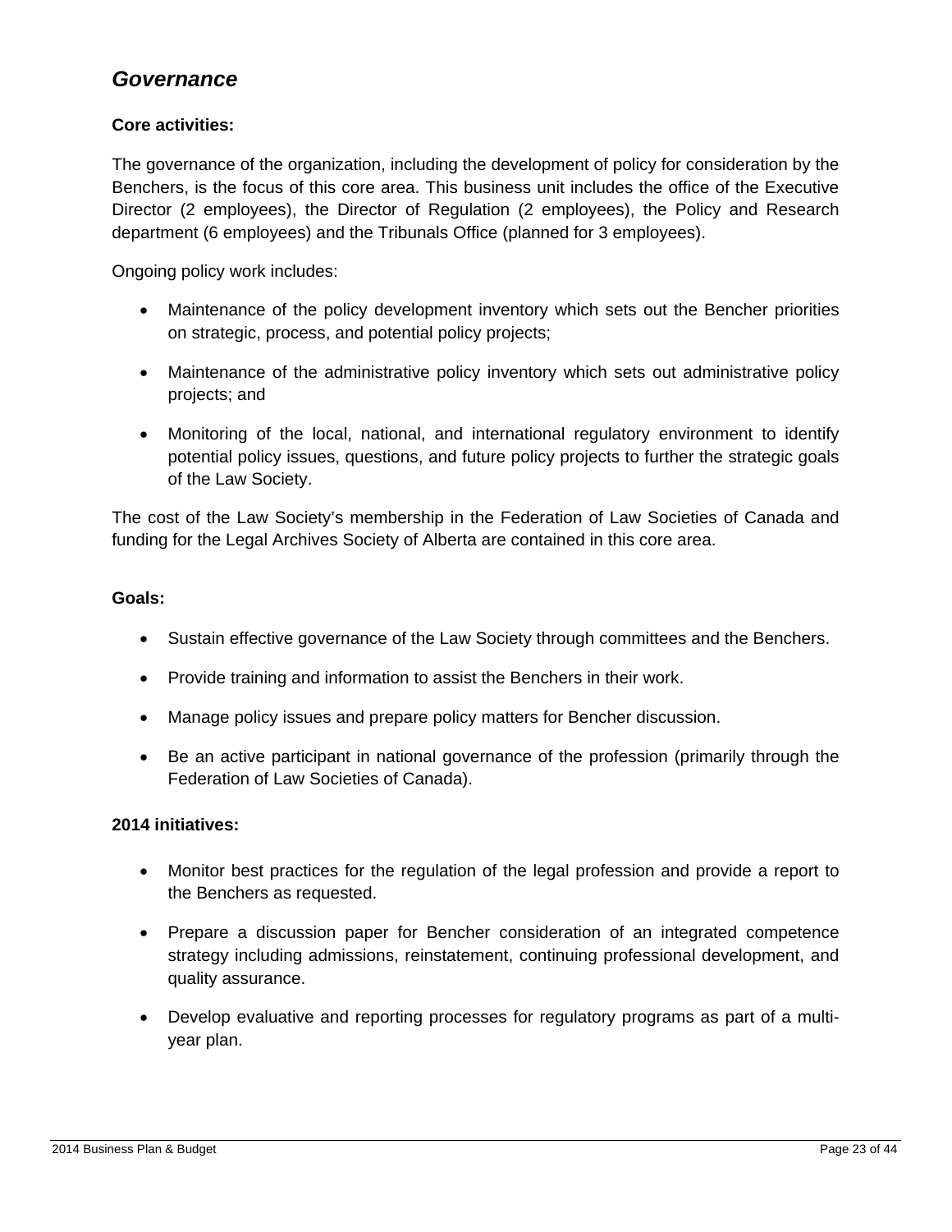## *Governance*

**Core activities:**

The governance of the organization, including the development of policy for consideration by the Benchers, is the focus of this core area. This business unit includes the office of the Executive Director (2 employees), the Director of Regulation (2 employees), the Policy and Research department (6 employees) and the Tribunals Office (planned for 3 employees).

Ongoing policy work includes:

- Maintenance of the policy development inventory which sets out the Bencher priorities on strategic, process, and potential policy projects;
- Maintenance of the administrative policy inventory which sets out administrative policy projects; and
- Monitoring of the local, national, and international regulatory environment to identify potential policy issues, questions, and future policy projects to further the strategic goals of the Law Society.

The cost of the Law Society's membership in the Federation of Law Societies of Canada and funding for the Legal Archives Society of Alberta are contained in this core area.

**Goals:**

- Sustain effective governance of the Law Society through committees and the Benchers.
- Provide training and information to assist the Benchers in their work.
- Manage policy issues and prepare policy matters for Bencher discussion.
- Be an active participant in national governance of the profession (primarily through the Federation of Law Societies of Canada).

**2014 initiatives:**

- Monitor best practices for the regulation of the legal profession and provide a report to the Benchers as requested.
- Prepare a discussion paper for Bencher consideration of an integrated competence strategy including admissions, reinstatement, continuing professional development, and quality assurance.
- Develop evaluative and reporting processes for regulatory programs as part of a multi-year plan.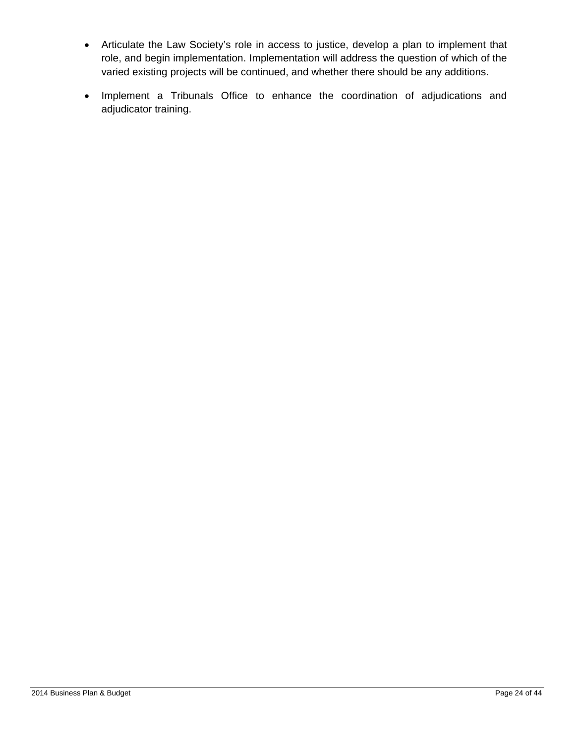- Articulate the Law Society's role in access to justice, develop a plan to implement that role, and begin implementation. Implementation will address the question of which of the varied existing projects will be continued, and whether there should be any additions.

- Implement a Tribunals Office to enhance the coordination of adjudications and adjudicator training.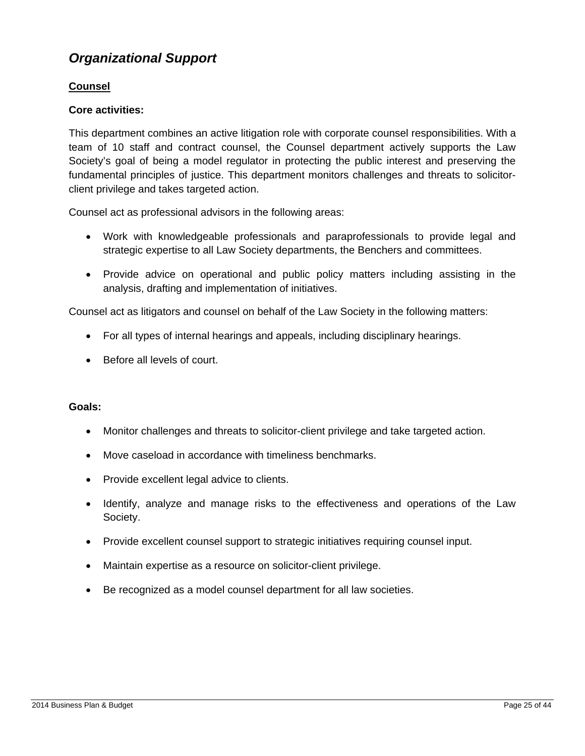## *Organizational Support*

### <u>Counsel</u>

**Core activities:**

This department combines an active litigation role with corporate counsel responsibilities. With a team of 10 staff and contract counsel, the Counsel department actively supports the Law Society's goal of being a model regulator in protecting the public interest and preserving the fundamental principles of justice. This department monitors challenges and threats to solicitor-client privilege and takes targeted action.

Counsel act as professional advisors in the following areas:

- Work with knowledgeable professionals and paraprofessionals to provide legal and strategic expertise to all Law Society departments, the Benchers and committees.
- Provide advice on operational and public policy matters including assisting in the analysis, drafting and implementation of initiatives.

Counsel act as litigators and counsel on behalf of the Law Society in the following matters:

- For all types of internal hearings and appeals, including disciplinary hearings.
- Before all levels of court.

**Goals:**

- Monitor challenges and threats to solicitor-client privilege and take targeted action.
- Move caseload in accordance with timeliness benchmarks.
- Provide excellent legal advice to clients.
- Identify, analyze and manage risks to the effectiveness and operations of the Law Society.
- Provide excellent counsel support to strategic initiatives requiring counsel input.
- Maintain expertise as a resource on solicitor-client privilege.
- Be recognized as a model counsel department for all law societies.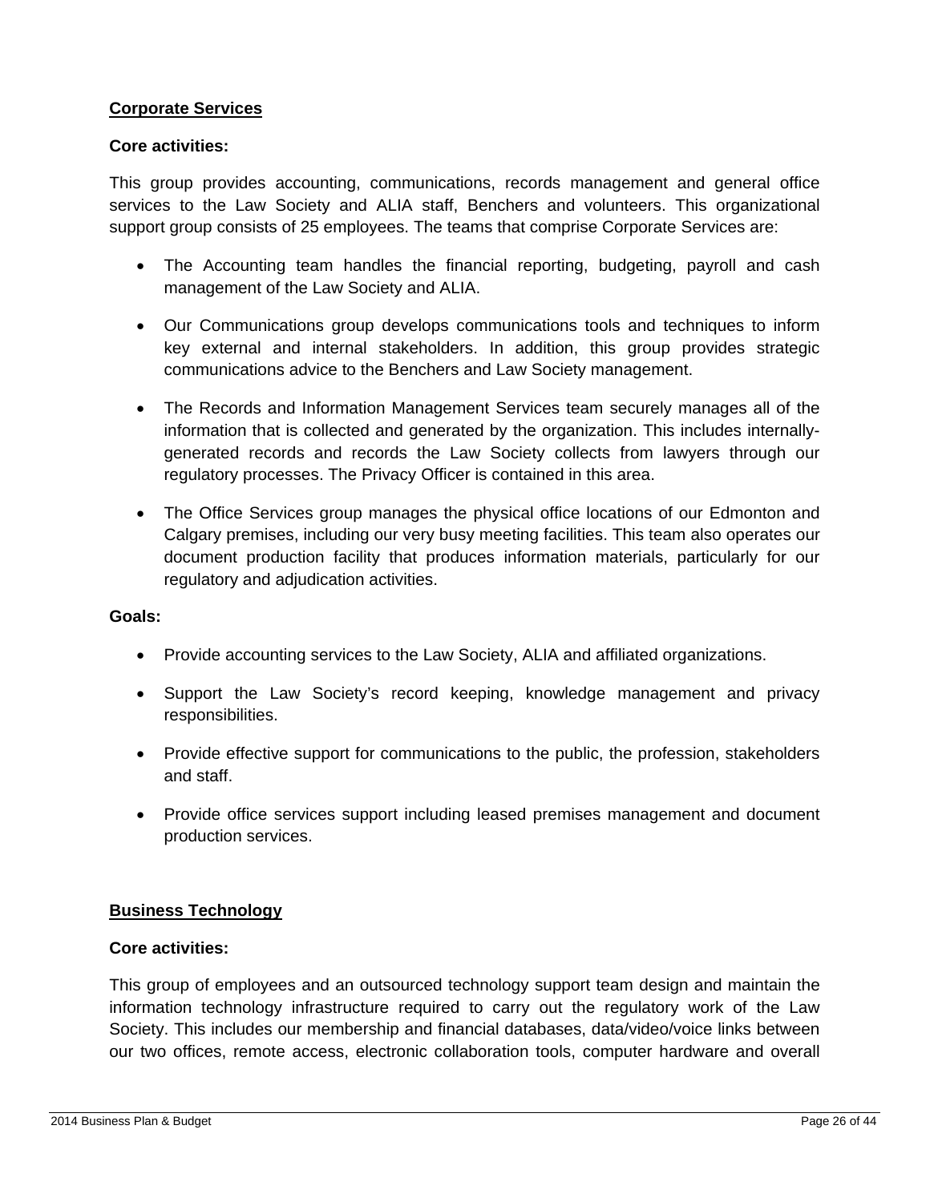## Corporate Services

**Core activities:**

This group provides accounting, communications, records management and general office services to the Law Society and ALIA staff, Benchers and volunteers. This organizational support group consists of 25 employees. The teams that comprise Corporate Services are:

- The Accounting team handles the financial reporting, budgeting, payroll and cash management of the Law Society and ALIA.
- Our Communications group develops communications tools and techniques to inform key external and internal stakeholders. In addition, this group provides strategic communications advice to the Benchers and Law Society management.
- The Records and Information Management Services team securely manages all of the information that is collected and generated by the organization. This includes internally-generated records and records the Law Society collects from lawyers through our regulatory processes. The Privacy Officer is contained in this area.
- The Office Services group manages the physical office locations of our Edmonton and Calgary premises, including our very busy meeting facilities. This team also operates our document production facility that produces information materials, particularly for our regulatory and adjudication activities.

**Goals:**

- Provide accounting services to the Law Society, ALIA and affiliated organizations.
- Support the Law Society's record keeping, knowledge management and privacy responsibilities.
- Provide effective support for communications to the public, the profession, stakeholders and staff.
- Provide office services support including leased premises management and document production services.

## Business Technology

**Core activities:**

This group of employees and an outsourced technology support team design and maintain the information technology infrastructure required to carry out the regulatory work of the Law Society. This includes our membership and financial databases, data/video/voice links between our two offices, remote access, electronic collaboration tools, computer hardware and overall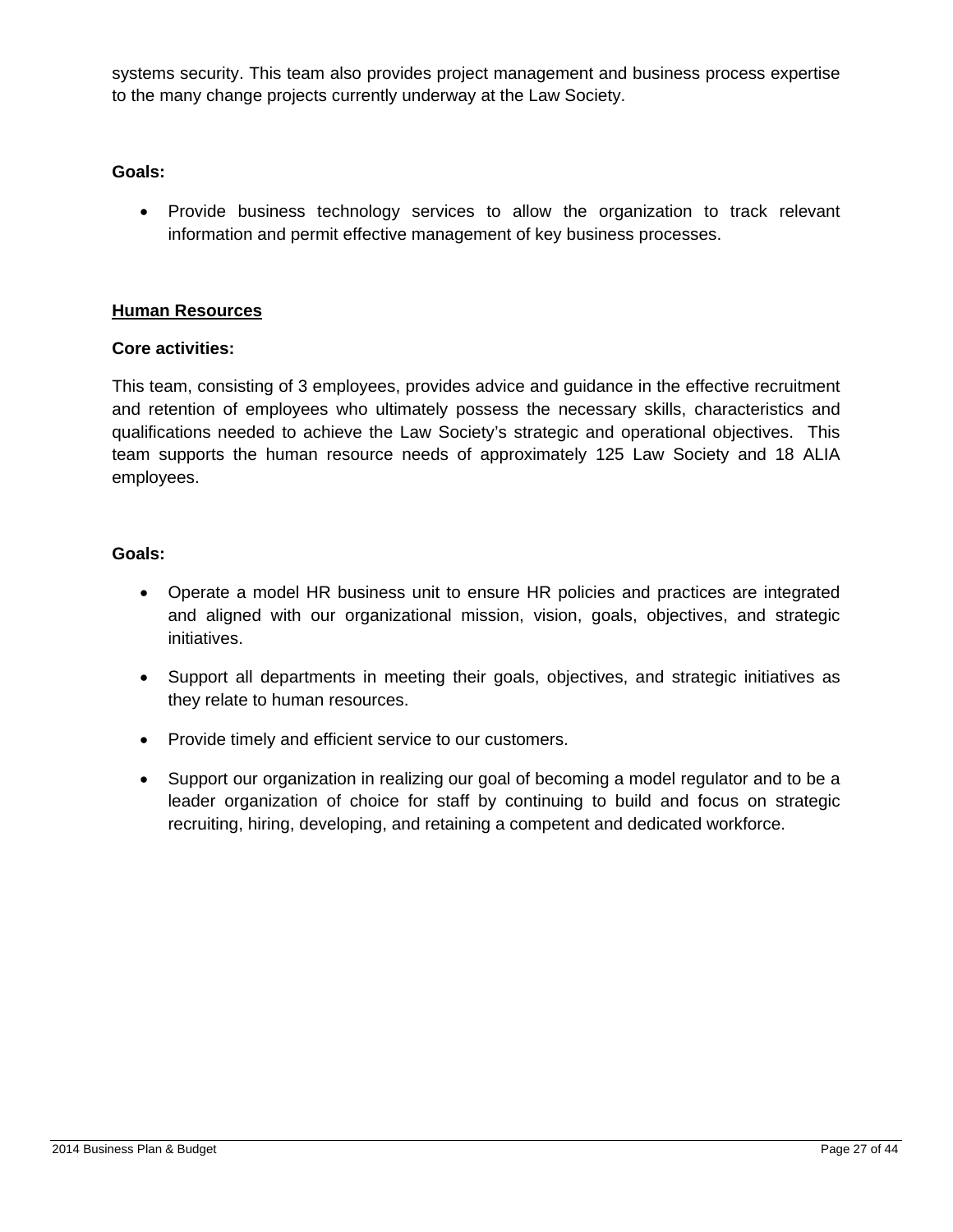systems security. This team also provides project management and business process expertise to the many change projects currently underway at the Law Society.

**Goals:**

- Provide business technology services to allow the organization to track relevant information and permit effective management of key business processes.

**<u>Human Resources</u>**

**Core activities:**

This team, consisting of 3 employees, provides advice and guidance in the effective recruitment and retention of employees who ultimately possess the necessary skills, characteristics and qualifications needed to achieve the Law Society's strategic and operational objectives. This team supports the human resource needs of approximately 125 Law Society and 18 ALIA employees.

**Goals:**

- Operate a model HR business unit to ensure HR policies and practices are integrated and aligned with our organizational mission, vision, goals, objectives, and strategic initiatives.
- Support all departments in meeting their goals, objectives, and strategic initiatives as they relate to human resources.
- Provide timely and efficient service to our customers.
- Support our organization in realizing our goal of becoming a model regulator and to be a leader organization of choice for staff by continuing to build and focus on strategic recruiting, hiring, developing, and retaining a competent and dedicated workforce.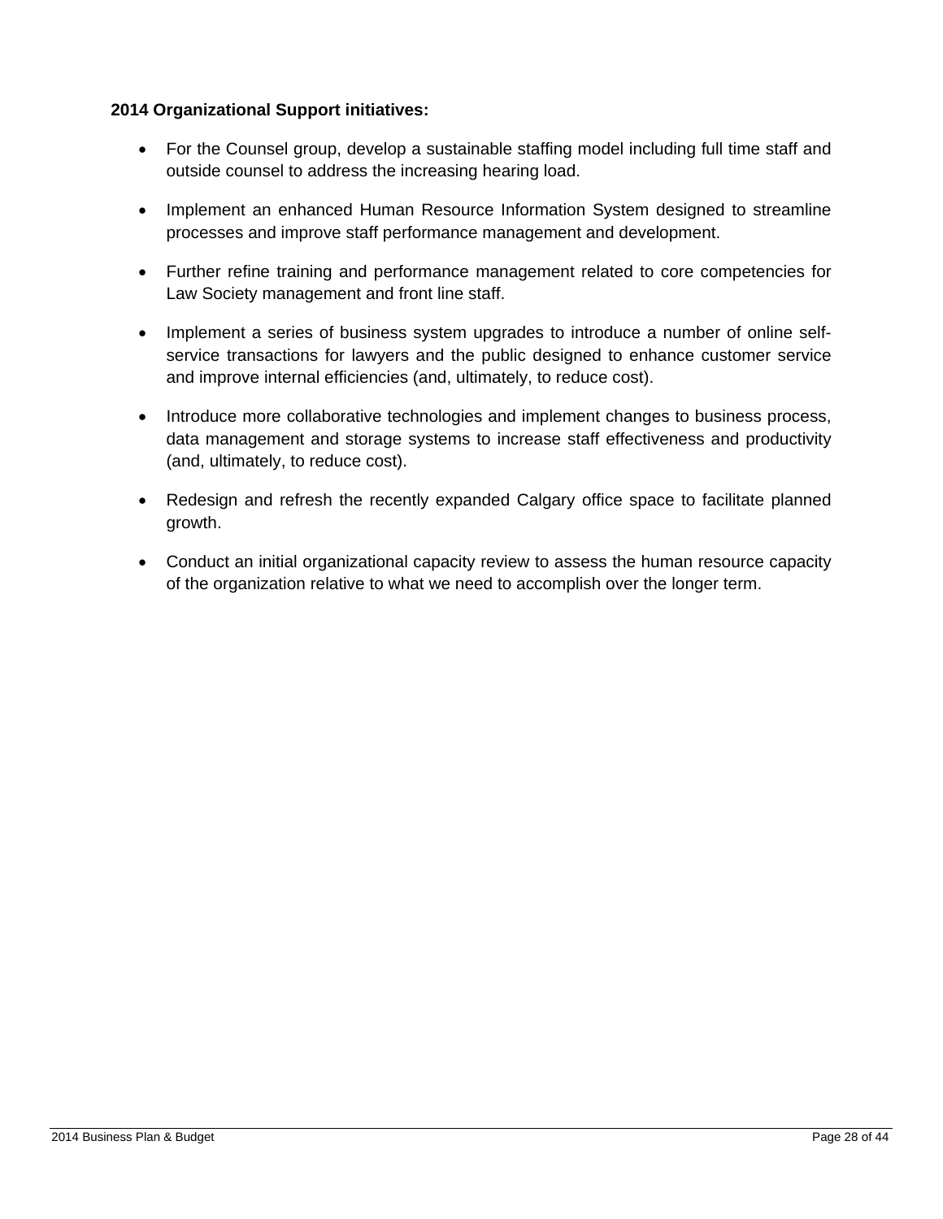**2014 Organizational Support initiatives:**

- For the Counsel group, develop a sustainable staffing model including full time staff and outside counsel to address the increasing hearing load.

- Implement an enhanced Human Resource Information System designed to streamline processes and improve staff performance management and development.

- Further refine training and performance management related to core competencies for Law Society management and front line staff.

- Implement a series of business system upgrades to introduce a number of online self-service transactions for lawyers and the public designed to enhance customer service and improve internal efficiencies (and, ultimately, to reduce cost).

- Introduce more collaborative technologies and implement changes to business process, data management and storage systems to increase staff effectiveness and productivity (and, ultimately, to reduce cost).

- Redesign and refresh the recently expanded Calgary office space to facilitate planned growth.

- Conduct an initial organizational capacity review to assess the human resource capacity of the organization relative to what we need to accomplish over the longer term.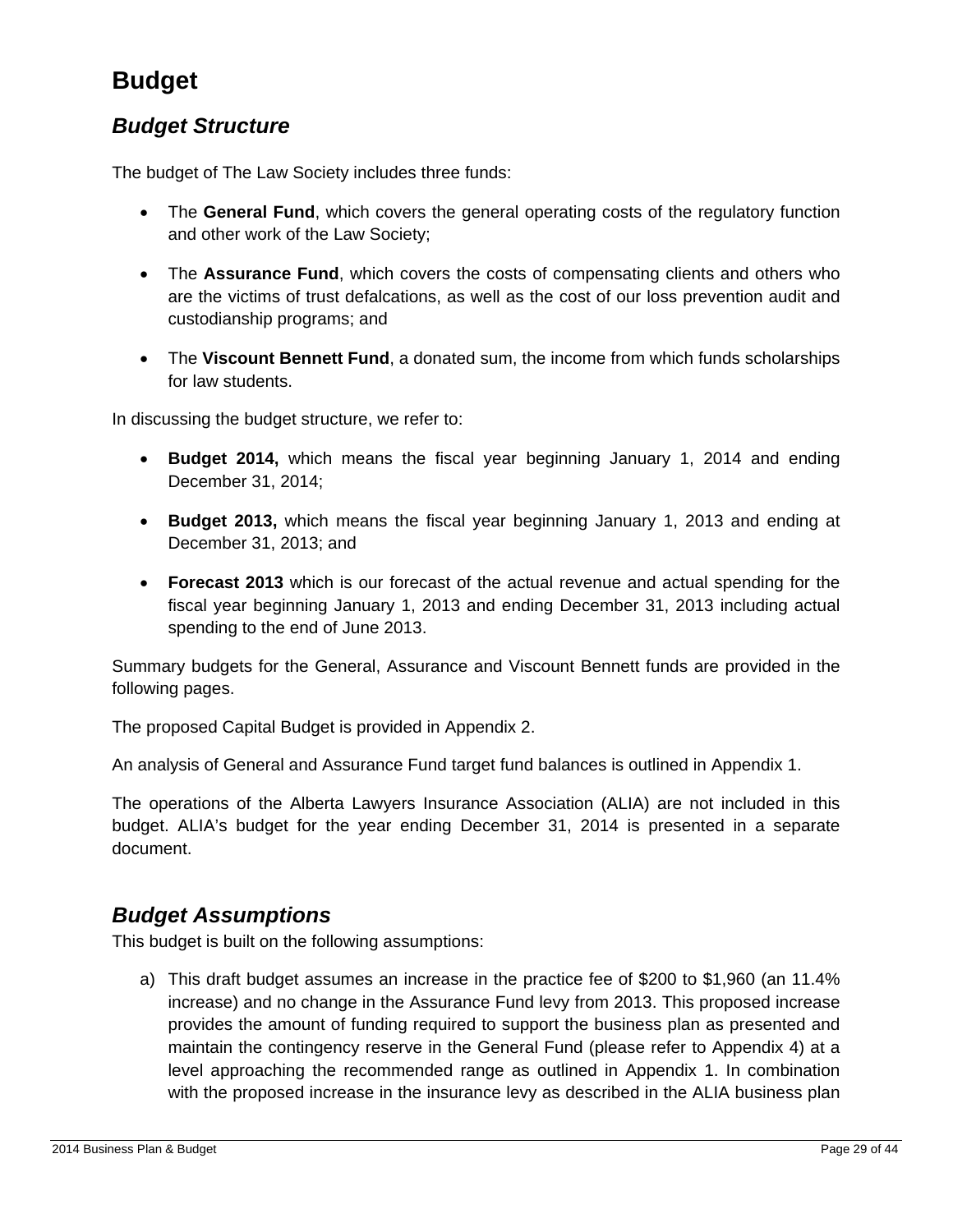# Budget

## *Budget Structure*

The budget of The Law Society includes three funds:

- The **General Fund**, which covers the general operating costs of the regulatory function and other work of the Law Society;
- The **Assurance Fund**, which covers the costs of compensating clients and others who are the victims of trust defalcations, as well as the cost of our loss prevention audit and custodianship programs; and
- The **Viscount Bennett Fund**, a donated sum, the income from which funds scholarships for law students.

In discussing the budget structure, we refer to:

- **Budget 2014,** which means the fiscal year beginning January 1, 2014 and ending December 31, 2014;
- **Budget 2013,** which means the fiscal year beginning January 1, 2013 and ending at December 31, 2013; and
- **Forecast 2013** which is our forecast of the actual revenue and actual spending for the fiscal year beginning January 1, 2013 and ending December 31, 2013 including actual spending to the end of June 2013.

Summary budgets for the General, Assurance and Viscount Bennett funds are provided in the following pages.

The proposed Capital Budget is provided in Appendix 2.

An analysis of General and Assurance Fund target fund balances is outlined in Appendix 1.

The operations of the Alberta Lawyers Insurance Association (ALIA) are not included in this budget. ALIA's budget for the year ending December 31, 2014 is presented in a separate document.

## *Budget Assumptions*

This budget is built on the following assumptions:

a) This draft budget assumes an increase in the practice fee of $200 to $1,960 (an 11.4% increase) and no change in the Assurance Fund levy from 2013. This proposed increase provides the amount of funding required to support the business plan as presented and maintain the contingency reserve in the General Fund (please refer to Appendix 4) at a level approaching the recommended range as outlined in Appendix 1. In combination with the proposed increase in the insurance levy as described in the ALIA business plan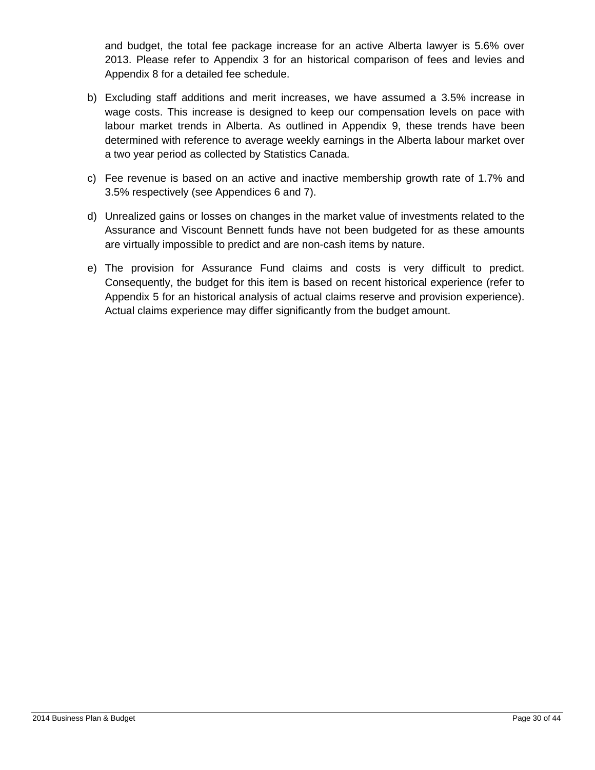and budget, the total fee package increase for an active Alberta lawyer is 5.6% over 2013. Please refer to Appendix 3 for an historical comparison of fees and levies and Appendix 8 for a detailed fee schedule.

b) Excluding staff additions and merit increases, we have assumed a 3.5% increase in wage costs. This increase is designed to keep our compensation levels on pace with labour market trends in Alberta. As outlined in Appendix 9, these trends have been determined with reference to average weekly earnings in the Alberta labour market over a two year period as collected by Statistics Canada.

c) Fee revenue is based on an active and inactive membership growth rate of 1.7% and 3.5% respectively (see Appendices 6 and 7).

d) Unrealized gains or losses on changes in the market value of investments related to the Assurance and Viscount Bennett funds have not been budgeted for as these amounts are virtually impossible to predict and are non-cash items by nature.

e) The provision for Assurance Fund claims and costs is very difficult to predict. Consequently, the budget for this item is based on recent historical experience (refer to Appendix 5 for an historical analysis of actual claims reserve and provision experience). Actual claims experience may differ significantly from the budget amount.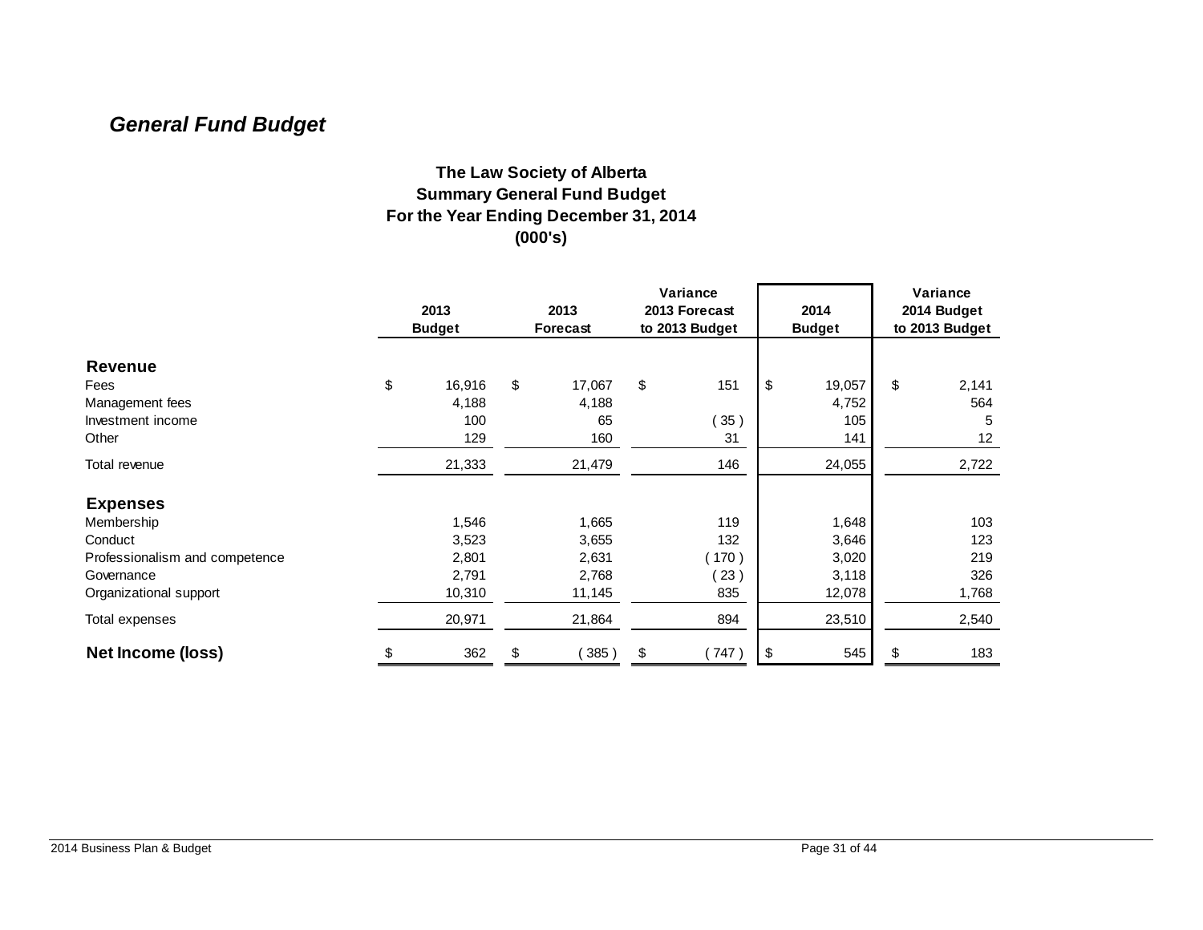## *General Fund Budget*

**The Law Society of Alberta**
**Summary General Fund Budget**
**For the Year Ending December 31, 2014**
**(000's)**

| | 2013 Budget | 2013 Forecast | Variance 2013 Forecast to 2013 Budget | 2014 Budget | Variance 2014 Budget to 2013 Budget |
|---|---|---|---|---|---|
| **Revenue** | | | | | |
| Fees | $ 16,916 | $ 17,067 | $ 151 | $ 19,057 | $ 2,141 |
| Management fees | 4,188 | 4,188 | | 4,752 | 564 |
| Investment income | 100 | 65 | ( 35 ) | 105 | 5 |
| Other | 129 | 160 | 31 | 141 | 12 |
| Total revenue | 21,333 | 21,479 | 146 | 24,055 | 2,722 |
| **Expenses** | | | | | |
| Membership | 1,546 | 1,665 | 119 | 1,648 | 103 |
| Conduct | 3,523 | 3,655 | 132 | 3,646 | 123 |
| Professionalism and competence | 2,801 | 2,631 | ( 170 ) | 3,020 | 219 |
| Governance | 2,791 | 2,768 | ( 23 ) | 3,118 | 326 |
| Organizational support | 10,310 | 11,145 | 835 | 12,078 | 1,768 |
| Total expenses | 20,971 | 21,864 | 894 | 23,510 | 2,540 |
| **Net Income (loss)** | $ 362 | $ ( 385 ) | $ ( 747 ) | $ 545 | $ 183 |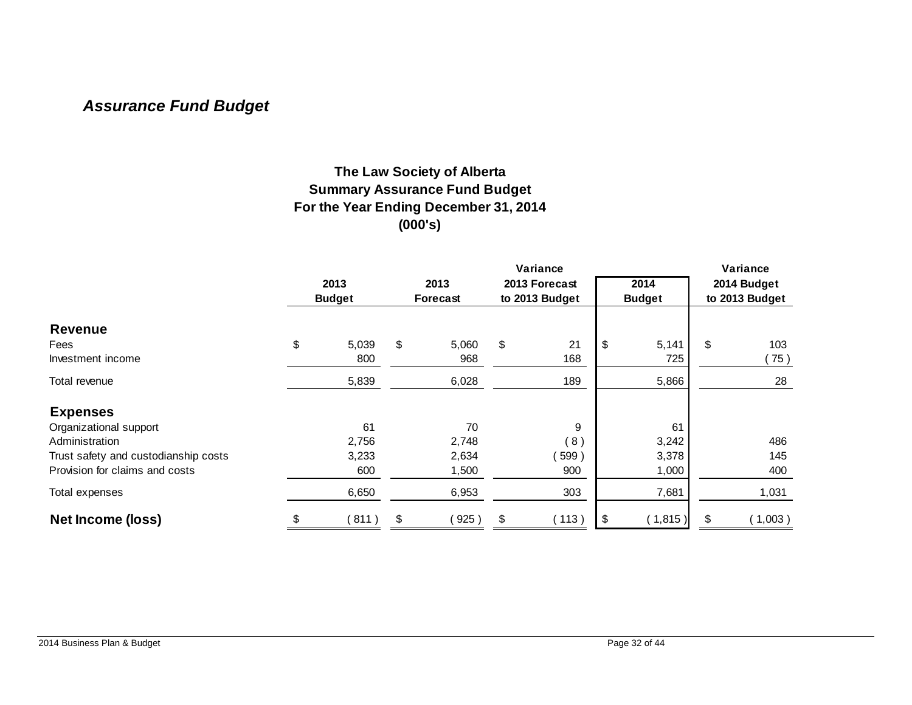## *Assurance Fund Budget*

**The Law Society of Alberta**
**Summary Assurance Fund Budget**
**For the Year Ending December 31, 2014**
**(000's)**

| | 2013 Budget | 2013 Forecast | Variance 2013 Forecast to 2013 Budget | 2014 Budget | Variance 2014 Budget to 2013 Budget |
|---|---|---|---|---|---|
| **Revenue** | | | | | |
| Fees | $ 5,039 | $ 5,060 | $ 21 | $ 5,141 | $ 103 |
| Investment income | 800 | 968 | 168 | 725 | ( 75 ) |
| Total revenue | 5,839 | 6,028 | 189 | 5,866 | 28 |
| **Expenses** | | | | | |
| Organizational support | 61 | 70 | 9 | 61 | |
| Administration | 2,756 | 2,748 | ( 8 ) | 3,242 | 486 |
| Trust safety and custodianship costs | 3,233 | 2,634 | ( 599 ) | 3,378 | 145 |
| Provision for claims and costs | 600 | 1,500 | 900 | 1,000 | 400 |
| Total expenses | 6,650 | 6,953 | 303 | 7,681 | 1,031 |
| **Net Income (loss)** | $ ( 811 ) | $ ( 925 ) | $ ( 113 ) | $ ( 1,815 ) | $ ( 1,003 ) |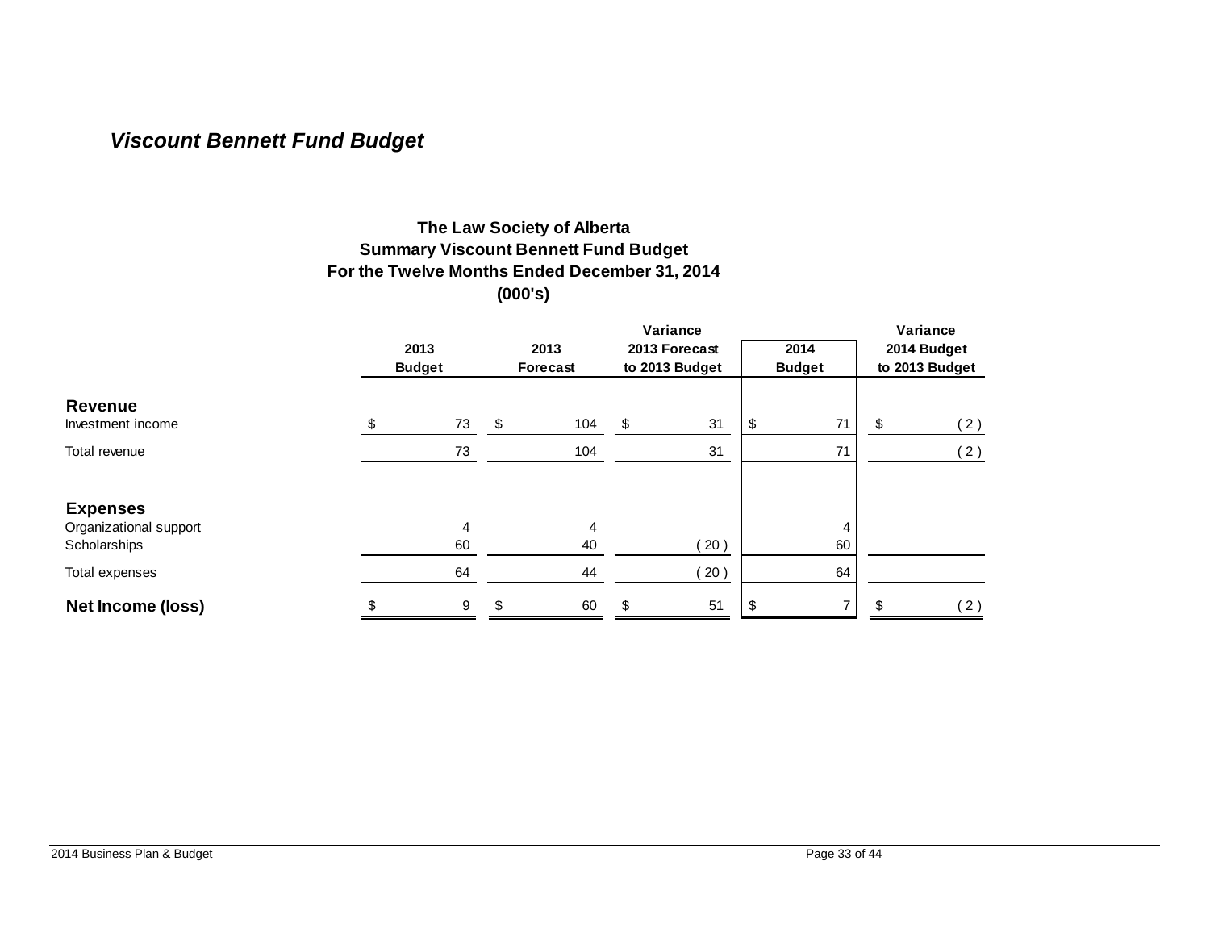### *Viscount Bennett Fund Budget*

**The Law Society of Alberta**
**Summary Viscount Bennett Fund Budget**
**For the Twelve Months Ended December 31, 2014**
**(000's)**

| | 2013 Budget | 2013 Forecast | Variance 2013 Forecast to 2013 Budget | 2014 Budget | Variance 2014 Budget to 2013 Budget |
|---|---|---|---|---|---|
| **Revenue** | | | | | |
| Investment income | $ 73 | $ 104 | $ 31 | $ 71 | $ ( 2 ) |
| Total revenue | 73 | 104 | 31 | 71 | ( 2 ) |
| **Expenses** | | | | | |
| Organizational support | 4 | 4 | | 4 | |
| Scholarships | 60 | 40 | ( 20 ) | 60 | |
| Total expenses | 64 | 44 | ( 20 ) | 64 | |
| **Net Income (loss)** | $ 9 | $ 60 | $ 51 | $ 7 | $ ( 2 ) |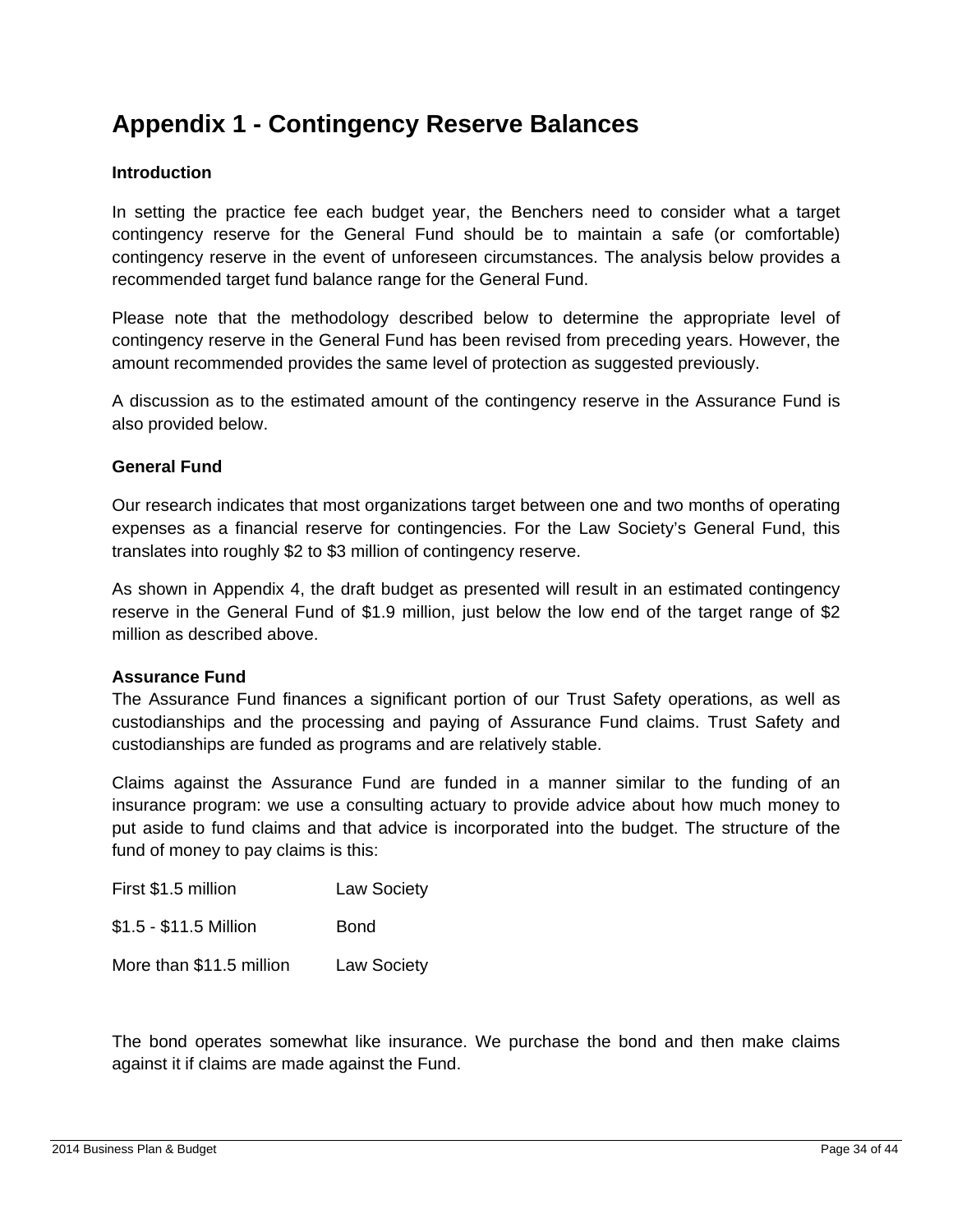# Appendix 1 - Contingency Reserve Balances

**Introduction**

In setting the practice fee each budget year, the Benchers need to consider what a target contingency reserve for the General Fund should be to maintain a safe (or comfortable) contingency reserve in the event of unforeseen circumstances. The analysis below provides a recommended target fund balance range for the General Fund.

Please note that the methodology described below to determine the appropriate level of contingency reserve in the General Fund has been revised from preceding years. However, the amount recommended provides the same level of protection as suggested previously.

A discussion as to the estimated amount of the contingency reserve in the Assurance Fund is also provided below.

**General Fund**

Our research indicates that most organizations target between one and two months of operating expenses as a financial reserve for contingencies. For the Law Society's General Fund, this translates into roughly $2 to $3 million of contingency reserve.

As shown in Appendix 4, the draft budget as presented will result in an estimated contingency reserve in the General Fund of $1.9 million, just below the low end of the target range of $2 million as described above.

**Assurance Fund**

The Assurance Fund finances a significant portion of our Trust Safety operations, as well as custodianships and the processing and paying of Assurance Fund claims. Trust Safety and custodianships are funded as programs and are relatively stable.

Claims against the Assurance Fund are funded in a manner similar to the funding of an insurance program: we use a consulting actuary to provide advice about how much money to put aside to fund claims and that advice is incorporated into the budget. The structure of the fund of money to pay claims is this:

| | |
|---|---|
| First $1.5 million | Law Society |
| $1.5 - $11.5 Million | Bond |
| More than $11.5 million | Law Society |

The bond operates somewhat like insurance. We purchase the bond and then make claims against it if claims are made against the Fund.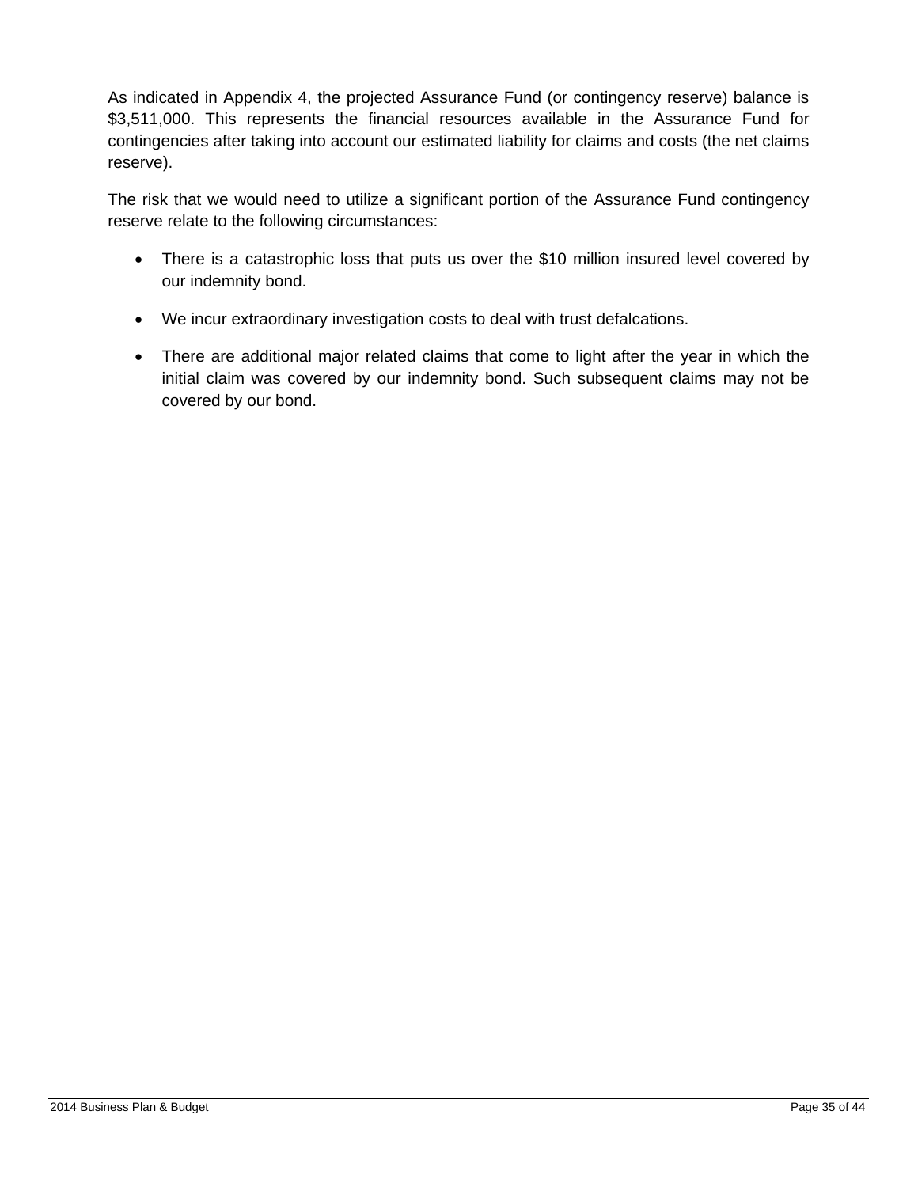As indicated in Appendix 4, the projected Assurance Fund (or contingency reserve) balance is $3,511,000. This represents the financial resources available in the Assurance Fund for contingencies after taking into account our estimated liability for claims and costs (the net claims reserve).

The risk that we would need to utilize a significant portion of the Assurance Fund contingency reserve relate to the following circumstances:

- There is a catastrophic loss that puts us over the $10 million insured level covered by our indemnity bond.
- We incur extraordinary investigation costs to deal with trust defalcations.
- There are additional major related claims that come to light after the year in which the initial claim was covered by our indemnity bond. Such subsequent claims may not be covered by our bond.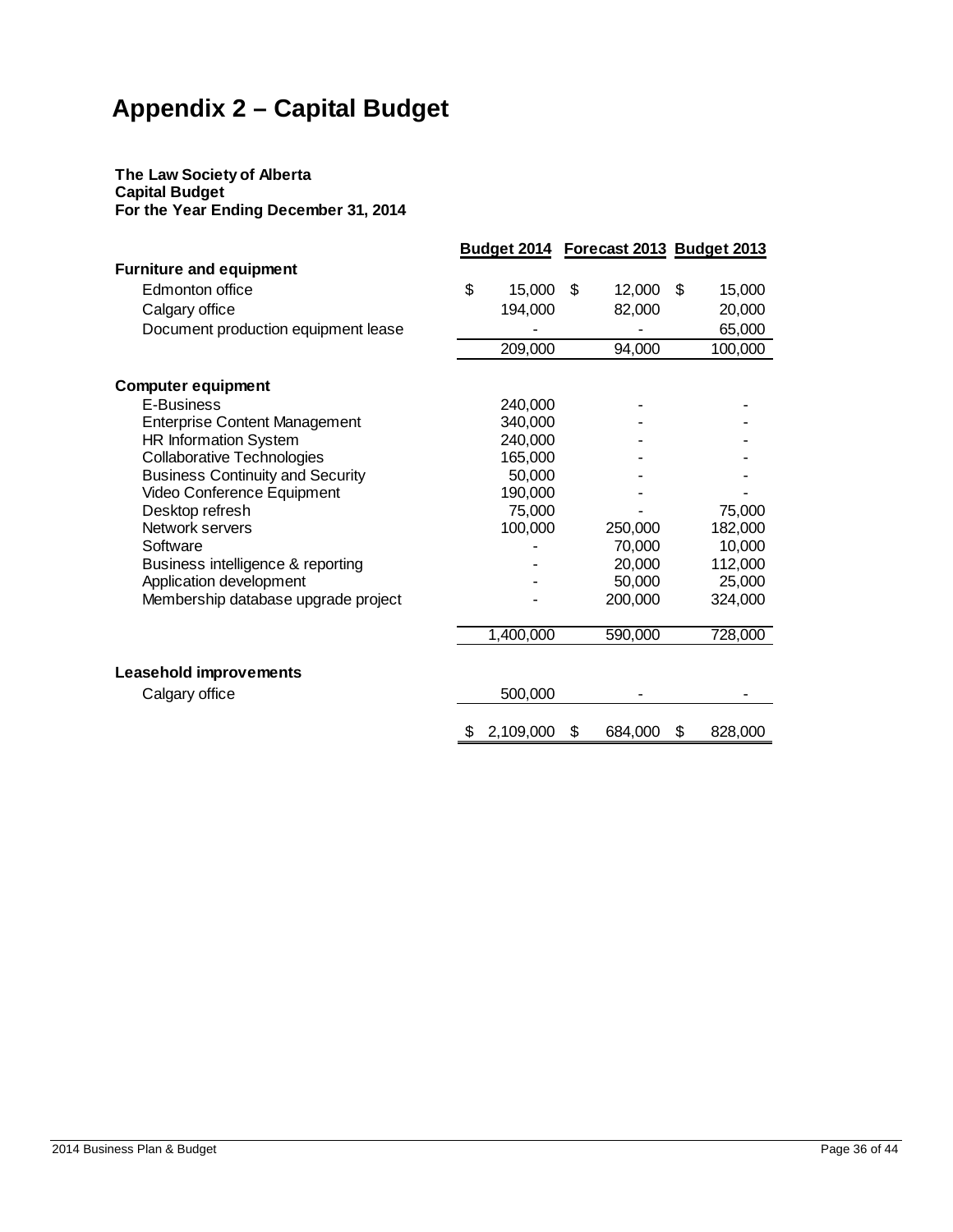# Appendix 2 – Capital Budget

**The Law Society of Alberta**
**Capital Budget**
**For the Year Ending December 31, 2014**

| | Budget 2014 | Forecast 2013 | Budget 2013 |
|---|---|---|---|
| **Furniture and equipment** | | | |
| Edmonton office | $ 15,000 | $ 12,000 | $ 15,000 |
| Calgary office | 194,000 | 82,000 | 20,000 |
| Document production equipment lease | - | - | 65,000 |
| | 209,000 | 94,000 | 100,000 |
| **Computer equipment** | | | |
| E-Business | 240,000 | - | - |
| Enterprise Content Management | 340,000 | - | - |
| HR Information System | 240,000 | - | - |
| Collaborative Technologies | 165,000 | - | - |
| Business Continuity and Security | 50,000 | - | - |
| Video Conference Equipment | 190,000 | - | - |
| Desktop refresh | 75,000 | - | 75,000 |
| Network servers | 100,000 | 250,000 | 182,000 |
| Software | - | 70,000 | 10,000 |
| Business intelligence & reporting | - | 20,000 | 112,000 |
| Application development | - | 50,000 | 25,000 |
| Membership database upgrade project | - | 200,000 | 324,000 |
| | 1,400,000 | 590,000 | 728,000 |
| **Leasehold improvements** | | | |
| Calgary office | 500,000 | - | - |
| | $ 2,109,000 | $ 684,000 | $ 828,000 |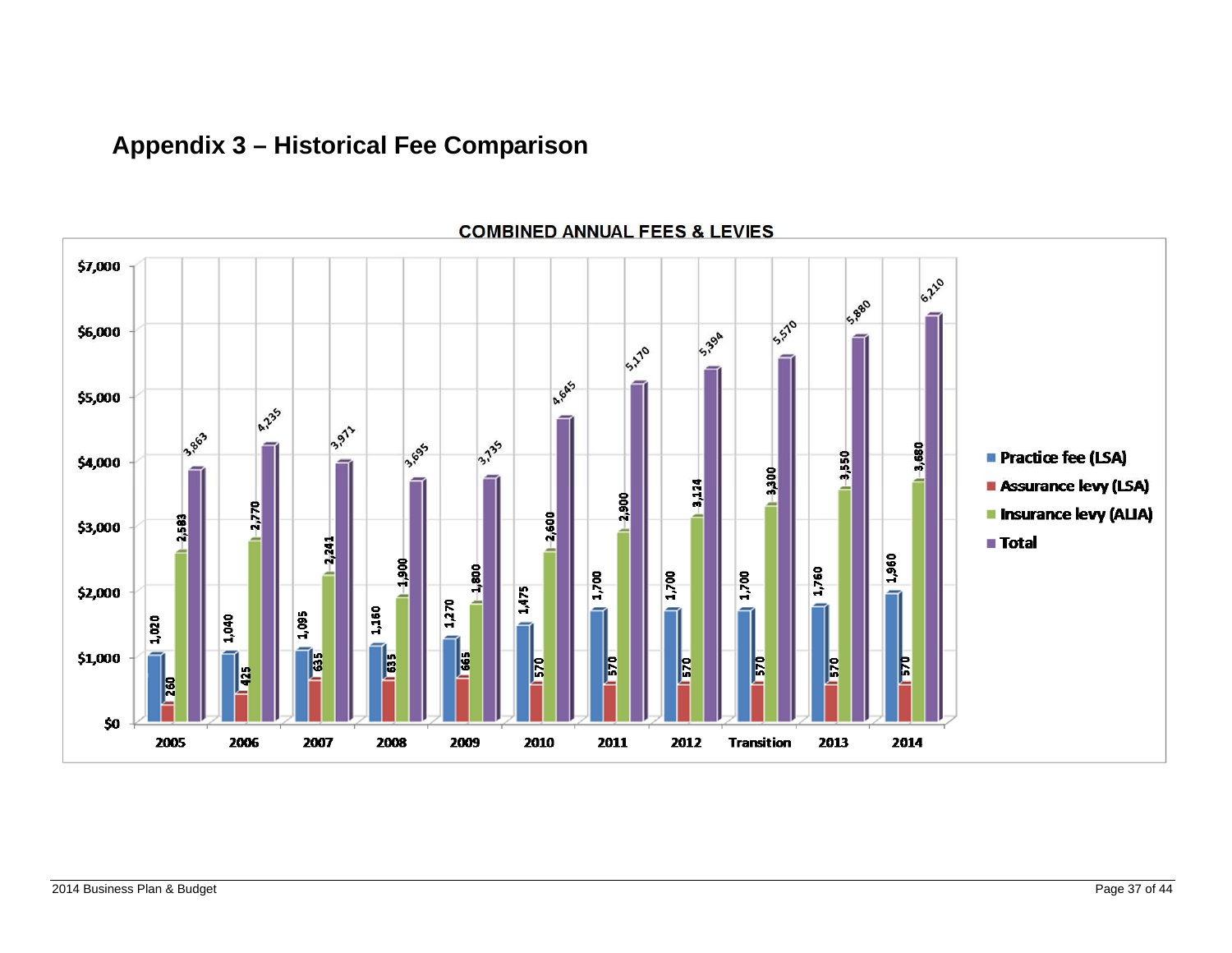## Appendix 3 – Historical Fee Comparison

**COMBINED ANNUAL FEES & LEVIES**

| Year | Practice fee (LSA) | Assurance levy (LSA) | Insurance levy (ALIA) | Total |
|---|---|---|---|---|
| 2005 | 1,020 | 260 | 2,583 | 3,863 |
| 2006 | 1,040 | 425 | 2,770 | 4,235 |
| 2007 | 1,095 | 635 | 2,241 | 3,971 |
| 2008 | 1,160 | 635 | 1,900 | 3,695 |
| 2009 | 1,270 | 665 | 1,800 | 3,735 |
| 2010 | 1,475 | 570 | 2,600 | 4,645 |
| 2011 | 1,700 | 570 | 2,900 | 5,170 |
| 2012 | 1,700 | 570 | 3,124 | 5,394 |
| Transition | 1,700 | 570 | 3,300 | 5,570 |
| 2013 | 1,760 | 570 | 3,550 | 5,880 |
| 2014 | 1,960 | 570 | 3,680 | 6,210 |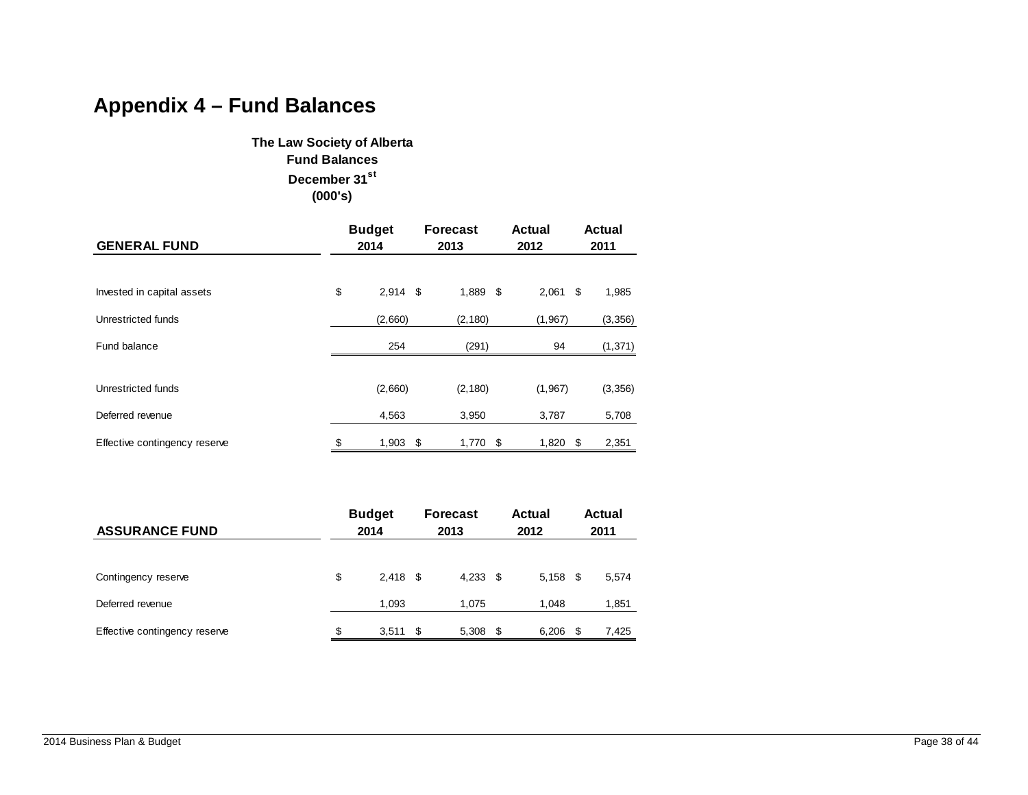# Appendix 4 – Fund Balances

**The Law Society of Alberta**
**Fund Balances**
**December 31st**
**(000's)**

| GENERAL FUND | Budget 2014 | Forecast 2013 | Actual 2012 | Actual 2011 |
|---|---|---|---|---|
| Invested in capital assets | $ 2,914 | $ 1,889 | $ 2,061 | $ 1,985 |
| Unrestricted funds | (2,660) | (2,180) | (1,967) | (3,356) |
| Fund balance | 254 | (291) | 94 | (1,371) |
| | | | | |
| Unrestricted funds | (2,660) | (2,180) | (1,967) | (3,356) |
| Deferred revenue | 4,563 | 3,950 | 3,787 | 5,708 |
| Effective contingency reserve | $ 1,903 | $ 1,770 | $ 1,820 | $ 2,351 |

| ASSURANCE FUND | Budget 2014 | Forecast 2013 | Actual 2012 | Actual 2011 |
|---|---|---|---|---|
| Contingency reserve | $ 2,418 | $ 4,233 | $ 5,158 | $ 5,574 |
| Deferred revenue | 1,093 | 1,075 | 1,048 | 1,851 |
| Effective contingency reserve | $ 3,511 | $ 5,308 | $ 6,206 | $ 7,425 |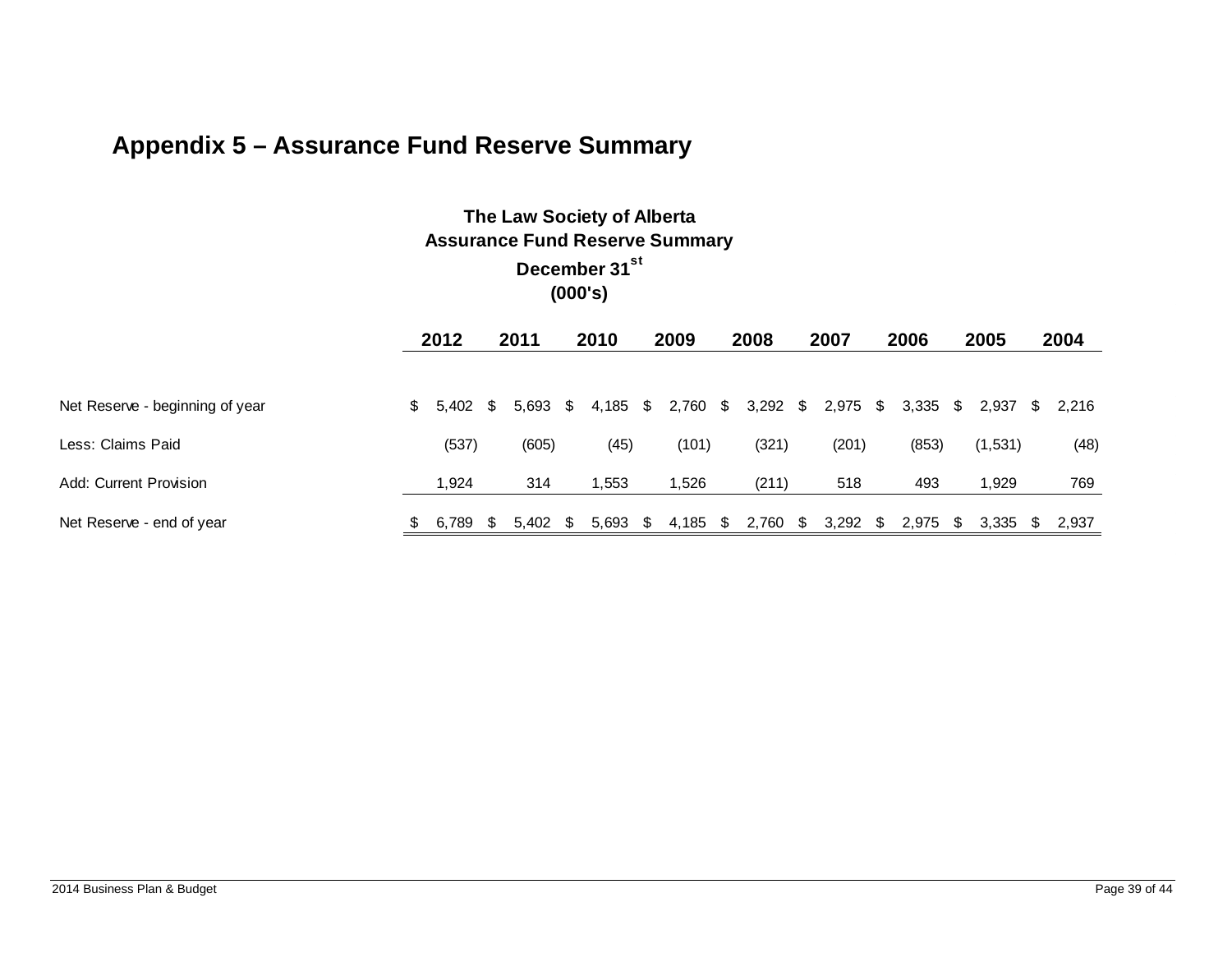# Appendix 5 – Assurance Fund Reserve Summary

**The Law Society of Alberta**
**Assurance Fund Reserve Summary**
**December 31st**
**(000's)**

| | 2012 | 2011 | 2010 | 2009 | 2008 | 2007 | 2006 | 2005 | 2004 |
|---|---|---|---|---|---|---|---|---|---|
| Net Reserve - beginning of year | $ 5,402 | $ 5,693 | $ 4,185 | $ 2,760 | $ 3,292 | $ 2,975 | $ 3,335 | $ 2,937 | $ 2,216 |
| Less: Claims Paid | (537) | (605) | (45) | (101) | (321) | (201) | (853) | (1,531) | (48) |
| Add: Current Provision | 1,924 | 314 | 1,553 | 1,526 | (211) | 518 | 493 | 1,929 | 769 |
| Net Reserve - end of year | $ 6,789 | $ 5,402 | $ 5,693 | $ 4,185 | $ 2,760 | $ 3,292 | $ 2,975 | $ 3,335 | $ 2,937 |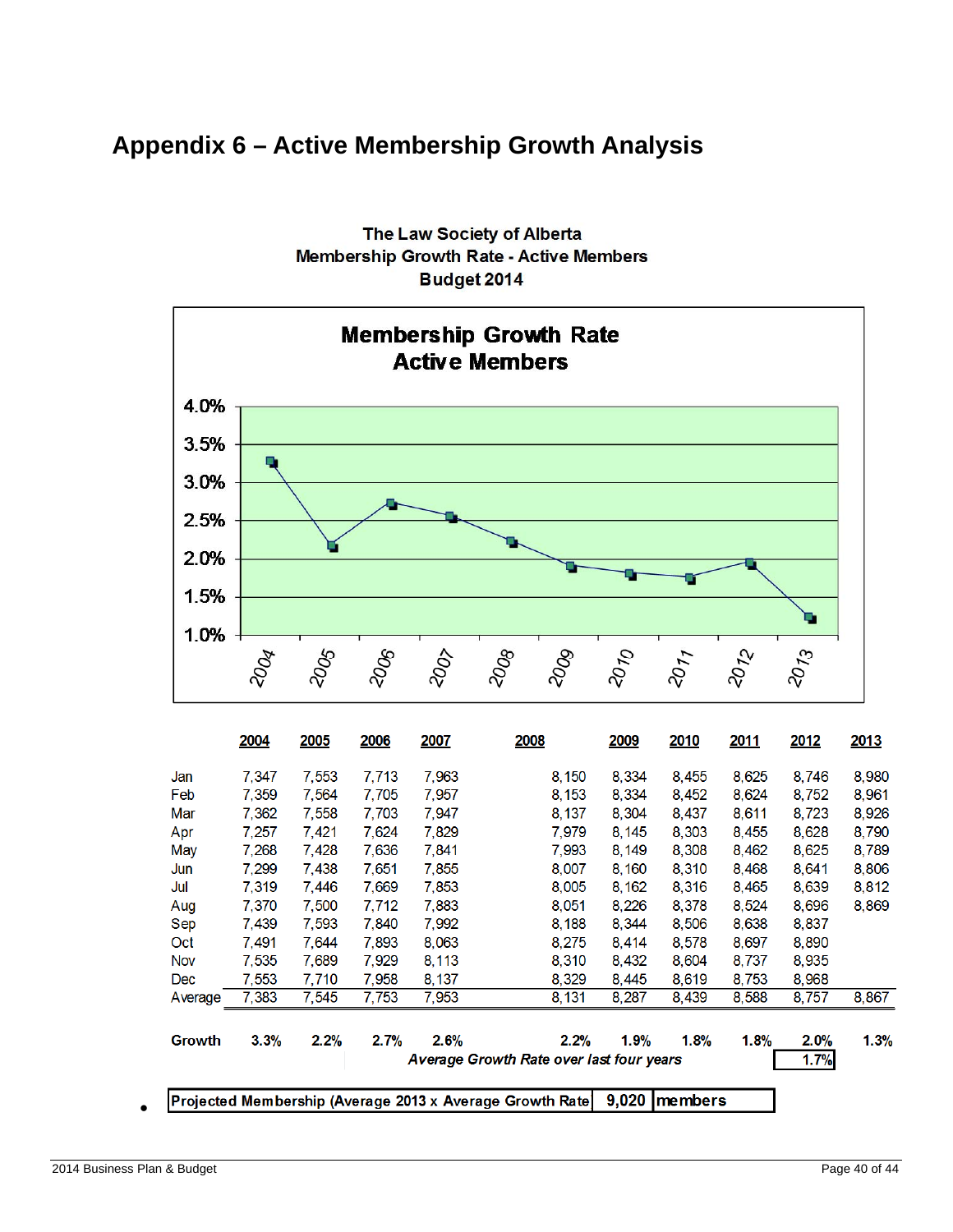# Appendix 6 – Active Membership Growth Analysis

**The Law Society of Alberta**
**Membership Growth Rate - Active Members**
**Budget 2014**

**Membership Growth Rate Active Members**

| | 2004 | 2005 | 2006 | 2007 | 2008 | 2009 | 2010 | 2011 | 2012 | 2013 |
|---|---|---|---|---|---|---|---|---|---|---|
| Growth rate | 3.3% | 2.2% | 2.7% | 2.6% | 2.2% | 1.9% | 1.8% | 1.8% | 2.0% | 1.3% |

| | 2004 | 2005 | 2006 | 2007 | 2008 | 2009 | 2010 | 2011 | 2012 | 2013 |
|---|---|---|---|---|---|---|---|---|---|---|
| Jan | 7,347 | 7,553 | 7,713 | 7,963 | 8,150 | 8,334 | 8,455 | 8,625 | 8,746 | 8,980 |
| Feb | 7,359 | 7,564 | 7,705 | 7,957 | 8,153 | 8,334 | 8,452 | 8,624 | 8,752 | 8,961 |
| Mar | 7,362 | 7,558 | 7,703 | 7,947 | 8,137 | 8,304 | 8,437 | 8,611 | 8,723 | 8,926 |
| Apr | 7,257 | 7,421 | 7,624 | 7,829 | 7,979 | 8,145 | 8,303 | 8,455 | 8,628 | 8,790 |
| May | 7,268 | 7,428 | 7,636 | 7,841 | 7,993 | 8,149 | 8,308 | 8,462 | 8,625 | 8,789 |
| Jun | 7,299 | 7,438 | 7,651 | 7,855 | 8,007 | 8,160 | 8,310 | 8,468 | 8,641 | 8,806 |
| Jul | 7,319 | 7,446 | 7,669 | 7,853 | 8,005 | 8,162 | 8,316 | 8,465 | 8,639 | 8,812 |
| Aug | 7,370 | 7,500 | 7,712 | 7,883 | 8,051 | 8,226 | 8,378 | 8,524 | 8,696 | 8,869 |
| Sep | 7,439 | 7,593 | 7,840 | 7,992 | 8,188 | 8,344 | 8,506 | 8,638 | 8,837 | |
| Oct | 7,491 | 7,644 | 7,893 | 8,063 | 8,275 | 8,414 | 8,578 | 8,697 | 8,890 | |
| Nov | 7,535 | 7,689 | 7,929 | 8,113 | 8,310 | 8,432 | 8,604 | 8,737 | 8,935 | |
| Dec | 7,553 | 7,710 | 7,958 | 8,137 | 8,329 | 8,445 | 8,619 | 8,753 | 8,968 | |
| Average | 7,383 | 7,545 | 7,753 | 7,953 | 8,131 | 8,287 | 8,439 | 8,588 | 8,757 | 8,867 |
| **Growth** | **3.3%** | **2.2%** | **2.7%** | **2.6%** | **2.2%** | **1.9%** | **1.8%** | **1.8%** | **2.0%** | **1.3%** |

***Average Growth Rate over last four years*** **1.7%**

- **Projected Membership (Average 2013 x Average Growth Rate** | **9,020** | **members**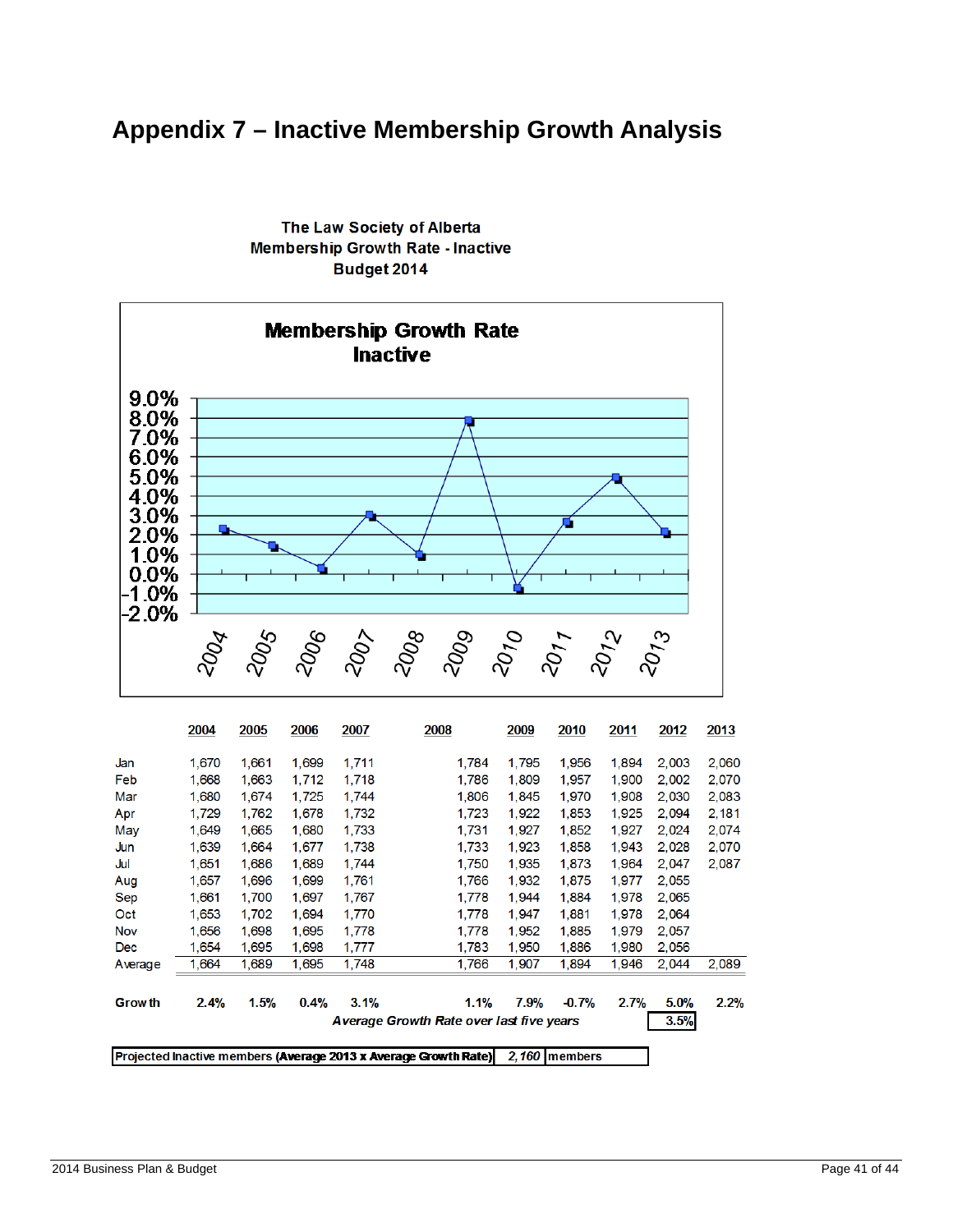# Appendix 7 – Inactive Membership Growth Analysis

**The Law Society of Alberta**
**Membership Growth Rate - Inactive**
**Budget 2014**

| | 2004 | 2005 | 2006 | 2007 | 2008 | 2009 | 2010 | 2011 | 2012 | 2013 |
|---|---|---|---|---|---|---|---|---|---|---|
| Jan | 1,670 | 1,661 | 1,699 | 1,711 | 1,784 | 1,795 | 1,956 | 1,894 | 2,003 | 2,060 |
| Feb | 1,668 | 1,663 | 1,712 | 1,718 | 1,786 | 1,809 | 1,957 | 1,900 | 2,002 | 2,070 |
| Mar | 1,680 | 1,674 | 1,725 | 1,744 | 1,806 | 1,845 | 1,970 | 1,908 | 2,030 | 2,083 |
| Apr | 1,729 | 1,762 | 1,678 | 1,732 | 1,723 | 1,922 | 1,853 | 1,925 | 2,094 | 2,181 |
| May | 1,649 | 1,665 | 1,680 | 1,733 | 1,731 | 1,927 | 1,852 | 1,927 | 2,024 | 2,074 |
| Jun | 1,639 | 1,664 | 1,677 | 1,738 | 1,733 | 1,923 | 1,858 | 1,943 | 2,028 | 2,070 |
| Jul | 1,651 | 1,686 | 1,689 | 1,744 | 1,750 | 1,935 | 1,873 | 1,964 | 2,047 | 2,087 |
| Aug | 1,657 | 1,696 | 1,699 | 1,761 | 1,766 | 1,932 | 1,875 | 1,977 | 2,055 | |
| Sep | 1,661 | 1,700 | 1,697 | 1,767 | 1,778 | 1,944 | 1,884 | 1,978 | 2,065 | |
| Oct | 1,653 | 1,702 | 1,694 | 1,770 | 1,778 | 1,947 | 1,881 | 1,978 | 2,064 | |
| Nov | 1,656 | 1,698 | 1,695 | 1,778 | 1,778 | 1,952 | 1,885 | 1,979 | 2,057 | |
| Dec | 1,654 | 1,695 | 1,698 | 1,777 | 1,783 | 1,950 | 1,886 | 1,980 | 2,056 | |
| Average | 1,664 | 1,689 | 1,695 | 1,748 | 1,766 | 1,907 | 1,894 | 1,946 | 2,044 | 2,089 |
| **Growth** | **2.4%** | **1.5%** | **0.4%** | **3.1%** | **1.1%** | **7.9%** | **-0.7%** | **2.7%** | **5.0%** | **2.2%** |

***Average Growth Rate over last five years*** **3.5%**

| Projected Inactive members (Average 2013 x Average Growth Rate) | 2,160 | members |
|---|---|---|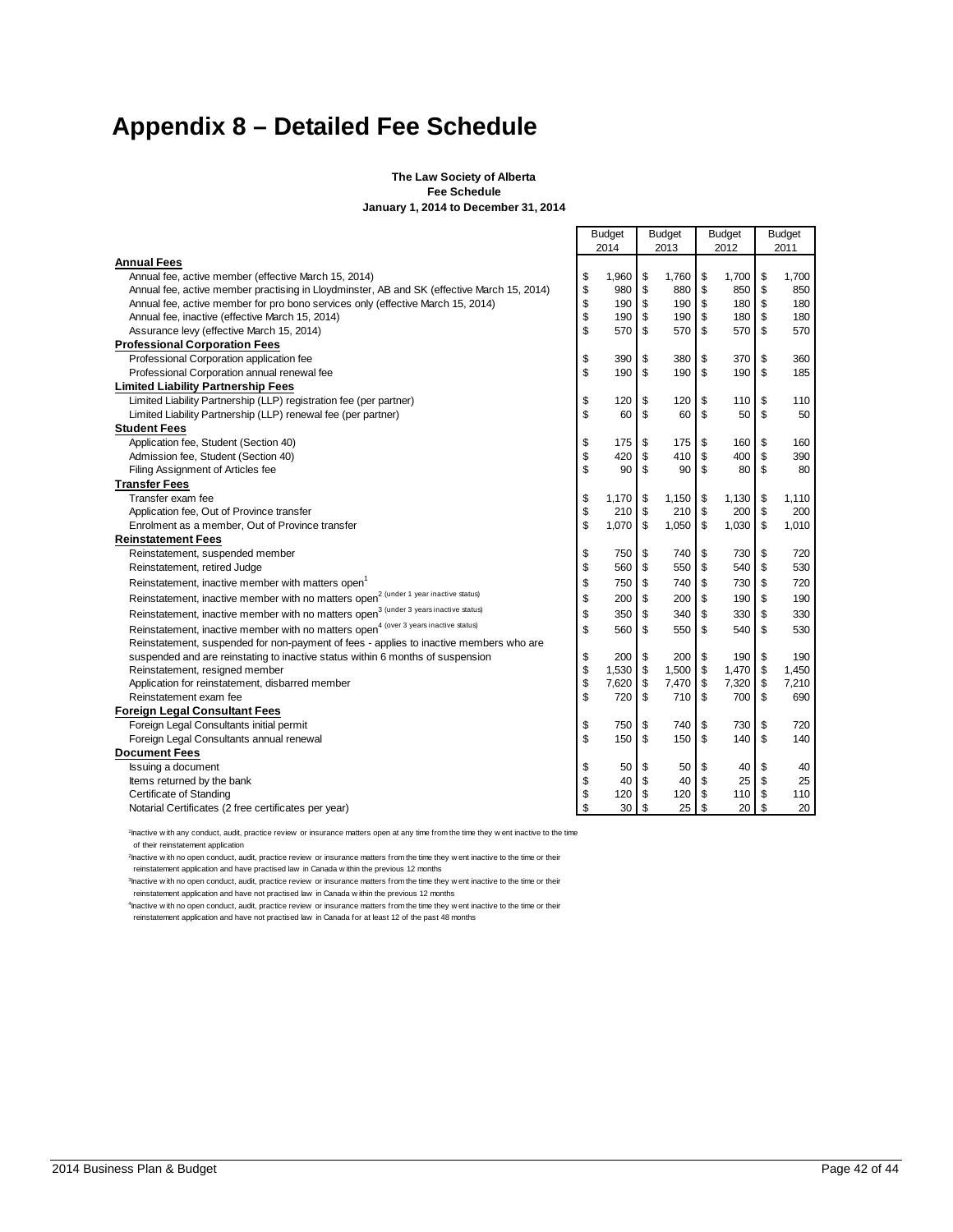# Appendix 8 – Detailed Fee Schedule

**The Law Society of Alberta**
**Fee Schedule**
**January 1, 2014 to December 31, 2014**

| | Budget 2014 | Budget 2013 | Budget 2012 | Budget 2011 |
|---|---|---|---|---|
| **Annual Fees** | | | | |
| Annual fee, active member (effective March 15, 2014) | $ 1,960 | $ 1,760 | $ 1,700 | $ 1,700 |
| Annual fee, active member practising in Lloydminster, AB and SK (effective March 15, 2014) | $ 980 | $ 880 | $ 850 | $ 850 |
| Annual fee, active member for pro bono services only (effective March 15, 2014) | $ 190 | $ 190 | $ 180 | $ 180 |
| Annual fee, inactive (effective March 15, 2014) | $ 190 | $ 190 | $ 180 | $ 180 |
| Assurance levy (effective March 15, 2014) | $ 570 | $ 570 | $ 570 | $ 570 |
| **Professional Corporation Fees** | | | | |
| Professional Corporation application fee | $ 390 | $ 380 | $ 370 | $ 360 |
| Professional Corporation annual renewal fee | $ 190 | $ 190 | $ 190 | $ 185 |
| **Limited Liability Partnership Fees** | | | | |
| Limited Liability Partnership (LLP) registration fee (per partner) | $ 120 | $ 120 | $ 110 | $ 110 |
| Limited Liability Partnership (LLP) renewal fee (per partner) | $ 60 | $ 60 | $ 50 | $ 50 |
| **Student Fees** | | | | |
| Application fee, Student (Section 40) | $ 175 | $ 175 | $ 160 | $ 160 |
| Admission fee, Student (Section 40) | $ 420 | $ 410 | $ 400 | $ 390 |
| Filing Assignment of Articles fee | $ 90 | $ 90 | $ 80 | $ 80 |
| **Transfer Fees** | | | | |
| Transfer exam fee | $ 1,170 | $ 1,150 | $ 1,130 | $ 1,110 |
| Application fee, Out of Province transfer | $ 210 | $ 210 | $ 200 | $ 200 |
| Enrolment as a member, Out of Province transfer | $ 1,070 | $ 1,050 | $ 1,030 | $ 1,010 |
| **Reinstatement Fees** | | | | |
| Reinstatement, suspended member | $ 750 | $ 740 | $ 730 | $ 720 |
| Reinstatement, retired Judge | $ 560 | $ 550 | $ 540 | $ 530 |
| Reinstatement, inactive member with matters open[1] | $ 750 | $ 740 | $ 730 | $ 720 |
| Reinstatement, inactive member with no matters open[2] (under 1 year inactive status) | $ 200 | $ 200 | $ 190 | $ 190 |
| Reinstatement, inactive member with no matters open[3] (under 3 years inactive status) | $ 350 | $ 340 | $ 330 | $ 330 |
| Reinstatement, inactive member with no matters open[4] (over 3 years inactive status) | $ 560 | $ 550 | $ 540 | $ 530 |
| Reinstatement, suspended for non-payment of fees - applies to inactive members who are suspended and are reinstating to inactive status within 6 months of suspension | $ 200 | $ 200 | $ 190 | $ 190 |
| Reinstatement, resigned member | $ 1,530 | $ 1,500 | $ 1,470 | $ 1,450 |
| Application for reinstatement, disbarred member | $ 7,620 | $ 7,470 | $ 7,320 | $ 7,210 |
| Reinstatement exam fee | $ 720 | $ 710 | $ 700 | $ 690 |
| **Foreign Legal Consultant Fees** | | | | |
| Foreign Legal Consultants initial permit | $ 750 | $ 740 | $ 730 | $ 720 |
| Foreign Legal Consultants annual renewal | $ 150 | $ 150 | $ 140 | $ 140 |
| **Document Fees** | | | | |
| Issuing a document | $ 50 | $ 50 | $ 40 | $ 40 |
| Items returned by the bank | $ 40 | $ 40 | $ 25 | $ 25 |
| Certificate of Standing | $ 120 | $ 120 | $ 110 | $ 110 |
| Notarial Certificates (2 free certificates per year) | $ 30 | $ 25 | $ 20 | $ 20 |

[1]Inactive with any conduct, audit, practice review or insurance matters open at any time from the time they went inactive to the time of their reinstatement application

[2]Inactive with no open conduct, audit, practice review or insurance matters from the time they went inactive to the time or their reinstatement application and have practised law in Canada within the previous 12 months

[3]Inactive with no open conduct, audit, practice review or insurance matters from the time they went inactive to the time or their reinstatement application and have not practised law in Canada within the previous 12 months

[4]Inactive with no open conduct, audit, practice review or insurance matters from the time they went inactive to the time or their reinstatement application and have not practised law in Canada for at least 12 of the past 48 months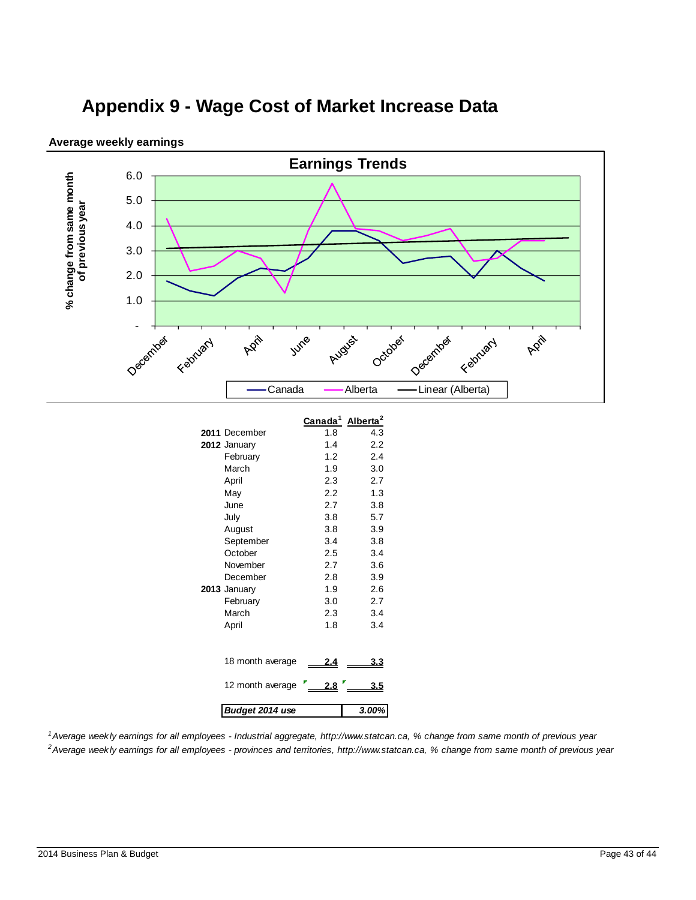# Appendix 9 - Wage Cost of Market Increase Data

**Average weekly earnings**

| | | Canada[1] | Alberta[2] |
|---|---|---|---|
| **2011** | December | 1.8 | 4.3 |
| **2012** | January | 1.4 | 2.2 |
| | February | 1.2 | 2.4 |
| | March | 1.9 | 3.0 |
| | April | 2.3 | 2.7 |
| | May | 2.2 | 1.3 |
| | June | 2.7 | 3.8 |
| | July | 3.8 | 5.7 |
| | August | 3.8 | 3.9 |
| | September | 3.4 | 3.8 |
| | October | 2.5 | 3.4 |
| | November | 2.7 | 3.6 |
| | December | 2.8 | 3.9 |
| **2013** | January | 1.9 | 2.6 |
| | February | 3.0 | 2.7 |
| | March | 2.3 | 3.4 |
| | April | 1.8 | 3.4 |
| | 18 month average | 2.4 | 3.3 |
| | 12 month average | 2.8 | 3.5 |

| ***Budget 2014 use*** | ***3.00%*** |
|---|---|

*[1] Average weekly earnings for all employees - Industrial aggregate, http://www.statcan.ca, % change from same month of previous year*

*[2] Average weekly earnings for all employees - provinces and territories, http://www.statcan.ca, % change from same month of previous year*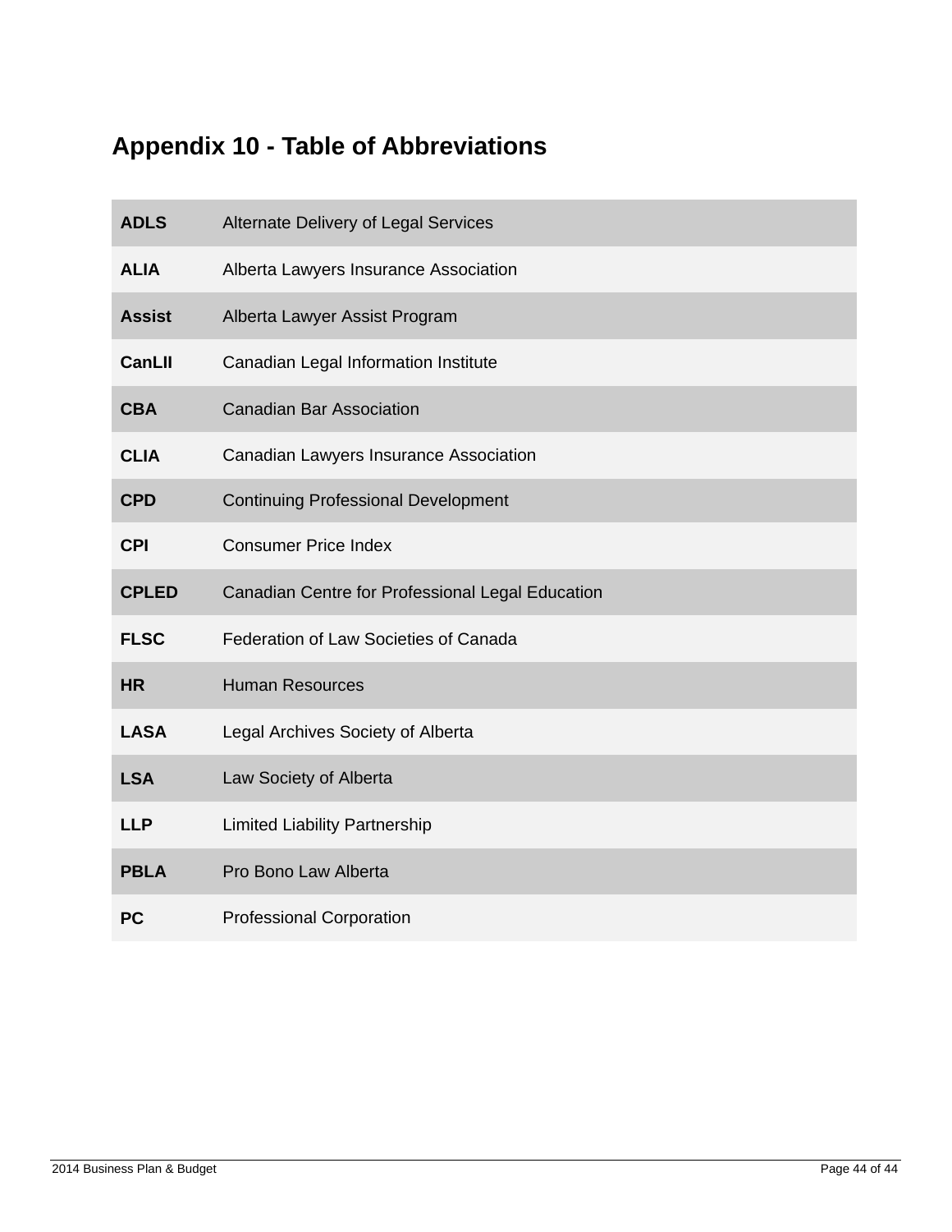# Appendix 10 - Table of Abbreviations

| | |
|---|---|
| **ADLS** | Alternate Delivery of Legal Services |
| **ALIA** | Alberta Lawyers Insurance Association |
| **Assist** | Alberta Lawyer Assist Program |
| **CanLII** | Canadian Legal Information Institute |
| **CBA** | Canadian Bar Association |
| **CLIA** | Canadian Lawyers Insurance Association |
| **CPD** | Continuing Professional Development |
| **CPI** | Consumer Price Index |
| **CPLED** | Canadian Centre for Professional Legal Education |
| **FLSC** | Federation of Law Societies of Canada |
| **HR** | Human Resources |
| **LASA** | Legal Archives Society of Alberta |
| **LSA** | Law Society of Alberta |
| **LLP** | Limited Liability Partnership |
| **PBLA** | Pro Bono Law Alberta |
| **PC** | Professional Corporation |